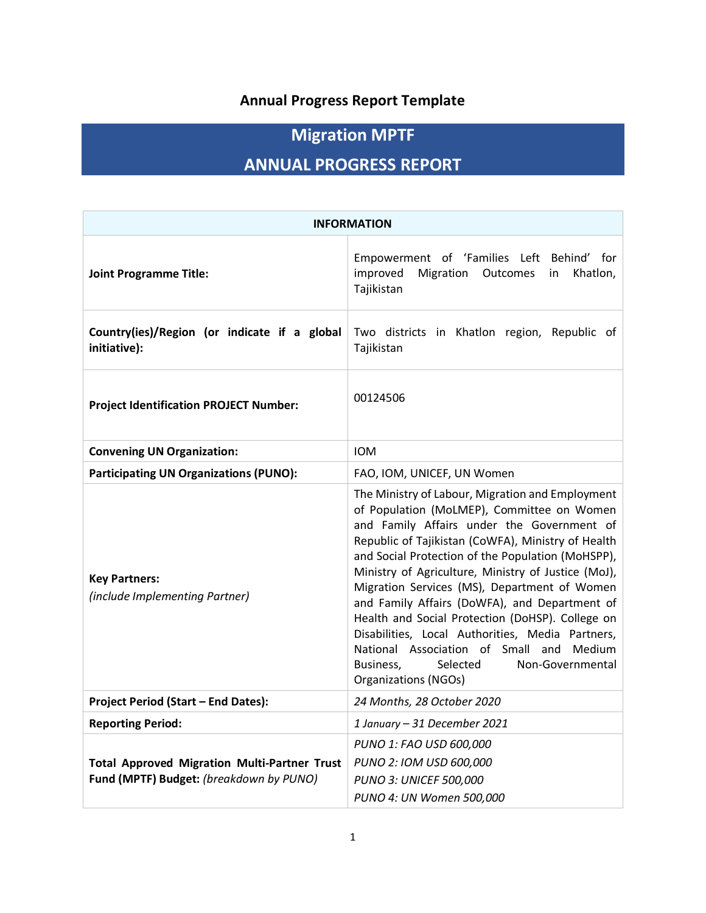**Annual Progress Report Template**

# Migration MPTF
# ANNUAL PROGRESS REPORT

| INFORMATION | |
|---|---|
| **Joint Programme Title:** | Empowerment of 'Families Left Behind' for improved Migration Outcomes in Khatlon, Tajikistan |
| **Country(ies)/Region (or indicate if a global initiative):** | Two districts in Khatlon region, Republic of Tajikistan |
| **Project Identification PROJECT Number:** | 00124506 |
| **Convening UN Organization:** | IOM |
| **Participating UN Organizations (PUNO):** | FAO, IOM, UNICEF, UN Women |
| **Key Partners:** *(include Implementing Partner)* | The Ministry of Labour, Migration and Employment of Population (MoLMEP), Committee on Women and Family Affairs under the Government of Republic of Tajikistan (CoWFA), Ministry of Health and Social Protection of the Population (MoHSPP), Ministry of Agriculture, Ministry of Justice (MoJ), Migration Services (MS), Department of Women and Family Affairs (DoWFA), and Department of Health and Social Protection (DoHSP). College on Disabilities, Local Authorities, Media Partners, National Association of Small and Medium Business, Selected Non-Governmental Organizations (NGOs) |
| **Project Period (Start – End Dates):** | *24 Months, 28 October 2020* |
| **Reporting Period:** | *1 January – 31 December 2021* |
| **Total Approved Migration Multi-Partner Trust Fund (MPTF) Budget:** *(breakdown by PUNO)* | *PUNO 1: FAO USD 600,000*<br>*PUNO 2: IOM USD 600,000*<br>*PUNO 3: UNICEF 500,000*<br>*PUNO 4: UN Women 500,000* |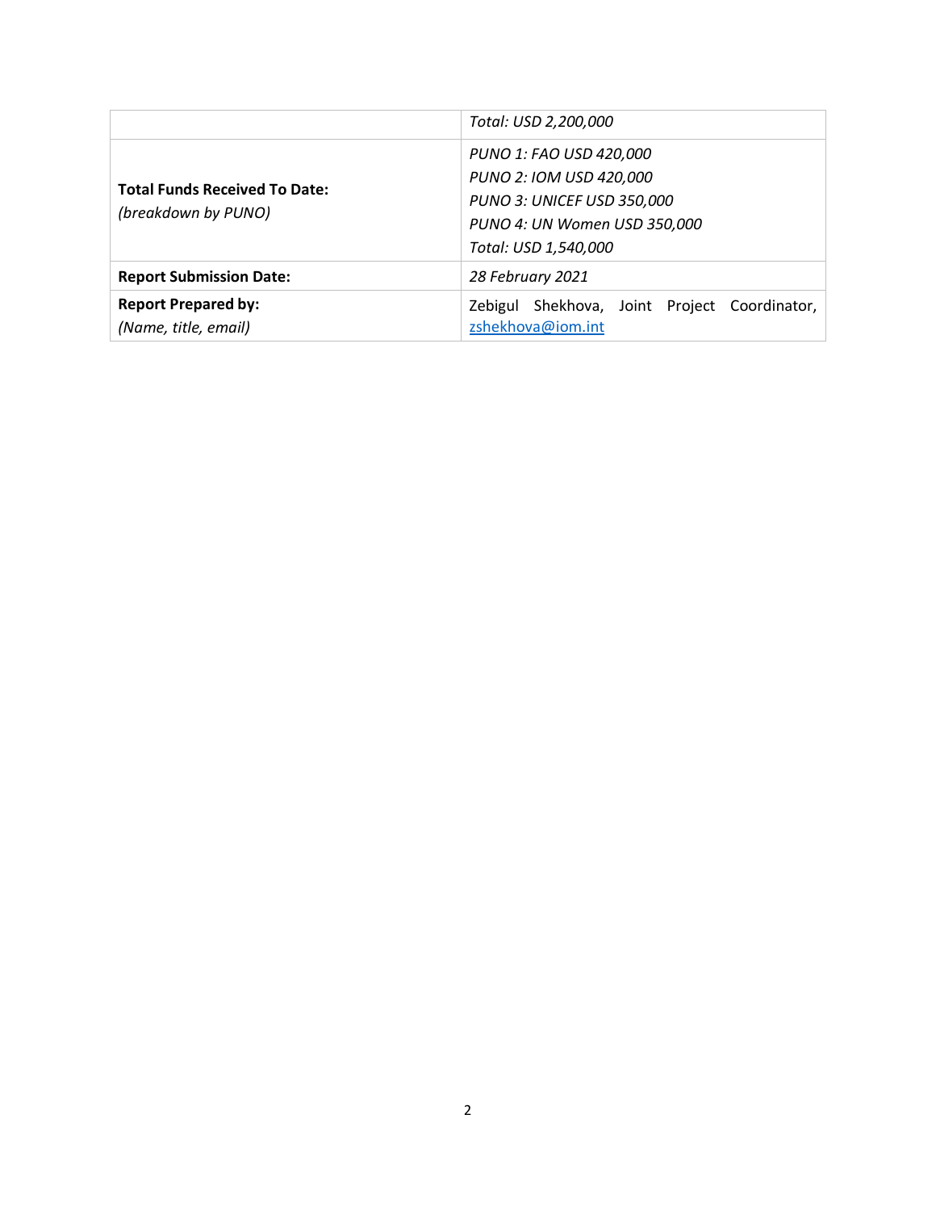| | |
|---|---|
| | *Total: USD 2,200,000* |
| **Total Funds Received To Date:** *(breakdown by PUNO)* | *PUNO 1: FAO USD 420,000*<br>*PUNO 2: IOM USD 420,000*<br>*PUNO 3: UNICEF USD 350,000*<br>*PUNO 4: UN Women USD 350,000*<br>*Total: USD 1,540,000* |
| **Report Submission Date:** | *28 February 2021* |
| **Report Prepared by:** *(Name, title, email)* | Zebigul Shekhova, Joint Project Coordinator, zshekhova@iom.int |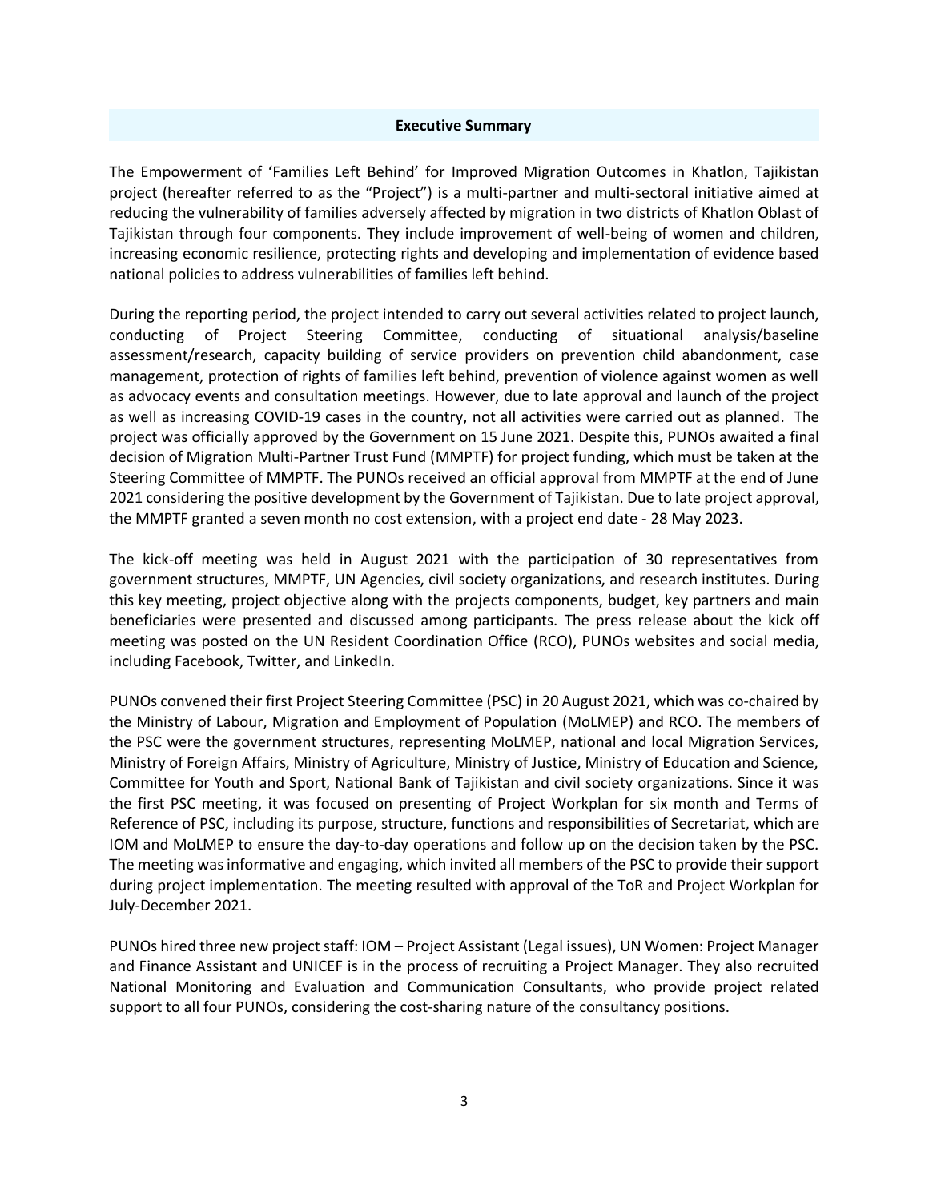## Executive Summary

The Empowerment of 'Families Left Behind' for Improved Migration Outcomes in Khatlon, Tajikistan project (hereafter referred to as the "Project") is a multi-partner and multi-sectoral initiative aimed at reducing the vulnerability of families adversely affected by migration in two districts of Khatlon Oblast of Tajikistan through four components. They include improvement of well-being of women and children, increasing economic resilience, protecting rights and developing and implementation of evidence based national policies to address vulnerabilities of families left behind.

During the reporting period, the project intended to carry out several activities related to project launch, conducting of Project Steering Committee, conducting of situational analysis/baseline assessment/research, capacity building of service providers on prevention child abandonment, case management, protection of rights of families left behind, prevention of violence against women as well as advocacy events and consultation meetings. However, due to late approval and launch of the project as well as increasing COVID-19 cases in the country, not all activities were carried out as planned. The project was officially approved by the Government on 15 June 2021. Despite this, PUNOs awaited a final decision of Migration Multi-Partner Trust Fund (MMPTF) for project funding, which must be taken at the Steering Committee of MMPTF. The PUNOs received an official approval from MMPTF at the end of June 2021 considering the positive development by the Government of Tajikistan. Due to late project approval, the MMPTF granted a seven month no cost extension, with a project end date - 28 May 2023.

The kick-off meeting was held in August 2021 with the participation of 30 representatives from government structures, MMPTF, UN Agencies, civil society organizations, and research institutes. During this key meeting, project objective along with the projects components, budget, key partners and main beneficiaries were presented and discussed among participants. The press release about the kick off meeting was posted on the UN Resident Coordination Office (RCO), PUNOs websites and social media, including Facebook, Twitter, and LinkedIn.

PUNOs convened their first Project Steering Committee (PSC) in 20 August 2021, which was co-chaired by the Ministry of Labour, Migration and Employment of Population (MoLMEP) and RCO. The members of the PSC were the government structures, representing MoLMEP, national and local Migration Services, Ministry of Foreign Affairs, Ministry of Agriculture, Ministry of Justice, Ministry of Education and Science, Committee for Youth and Sport, National Bank of Tajikistan and civil society organizations. Since it was the first PSC meeting, it was focused on presenting of Project Workplan for six month and Terms of Reference of PSC, including its purpose, structure, functions and responsibilities of Secretariat, which are IOM and MoLMEP to ensure the day-to-day operations and follow up on the decision taken by the PSC. The meeting was informative and engaging, which invited all members of the PSC to provide their support during project implementation. The meeting resulted with approval of the ToR and Project Workplan for July-December 2021.

PUNOs hired three new project staff: IOM – Project Assistant (Legal issues), UN Women: Project Manager and Finance Assistant and UNICEF is in the process of recruiting a Project Manager. They also recruited National Monitoring and Evaluation and Communication Consultants, who provide project related support to all four PUNOs, considering the cost-sharing nature of the consultancy positions.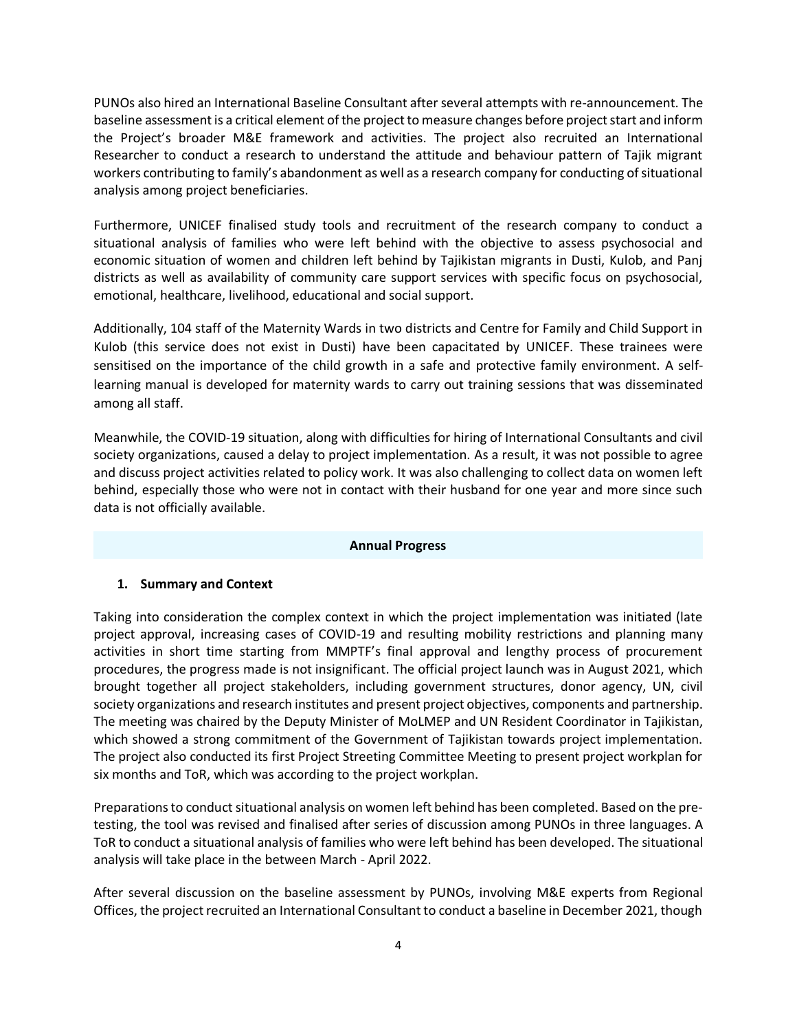PUNOs also hired an International Baseline Consultant after several attempts with re-announcement. The baseline assessment is a critical element of the project to measure changes before project start and inform the Project's broader M&E framework and activities. The project also recruited an International Researcher to conduct a research to understand the attitude and behaviour pattern of Tajik migrant workers contributing to family's abandonment as well as a research company for conducting of situational analysis among project beneficiaries.

Furthermore, UNICEF finalised study tools and recruitment of the research company to conduct a situational analysis of families who were left behind with the objective to assess psychosocial and economic situation of women and children left behind by Tajikistan migrants in Dusti, Kulob, and Panj districts as well as availability of community care support services with specific focus on psychosocial, emotional, healthcare, livelihood, educational and social support.

Additionally, 104 staff of the Maternity Wards in two districts and Centre for Family and Child Support in Kulob (this service does not exist in Dusti) have been capacitated by UNICEF. These trainees were sensitised on the importance of the child growth in a safe and protective family environment. A self-learning manual is developed for maternity wards to carry out training sessions that was disseminated among all staff.

Meanwhile, the COVID-19 situation, along with difficulties for hiring of International Consultants and civil society organizations, caused a delay to project implementation. As a result, it was not possible to agree and discuss project activities related to policy work. It was also challenging to collect data on women left behind, especially those who were not in contact with their husband for one year and more since such data is not officially available.

## Annual Progress

### 1. Summary and Context

Taking into consideration the complex context in which the project implementation was initiated (late project approval, increasing cases of COVID-19 and resulting mobility restrictions and planning many activities in short time starting from MMPTF's final approval and lengthy process of procurement procedures, the progress made is not insignificant. The official project launch was in August 2021, which brought together all project stakeholders, including government structures, donor agency, UN, civil society organizations and research institutes and present project objectives, components and partnership. The meeting was chaired by the Deputy Minister of MoLMEP and UN Resident Coordinator in Tajikistan, which showed a strong commitment of the Government of Tajikistan towards project implementation. The project also conducted its first Project Streeting Committee Meeting to present project workplan for six months and ToR, which was according to the project workplan.

Preparations to conduct situational analysis on women left behind has been completed. Based on the pre-testing, the tool was revised and finalised after series of discussion among PUNOs in three languages. A ToR to conduct a situational analysis of families who were left behind has been developed. The situational analysis will take place in the between March - April 2022.

After several discussion on the baseline assessment by PUNOs, involving M&E experts from Regional Offices, the project recruited an International Consultant to conduct a baseline in December 2021, though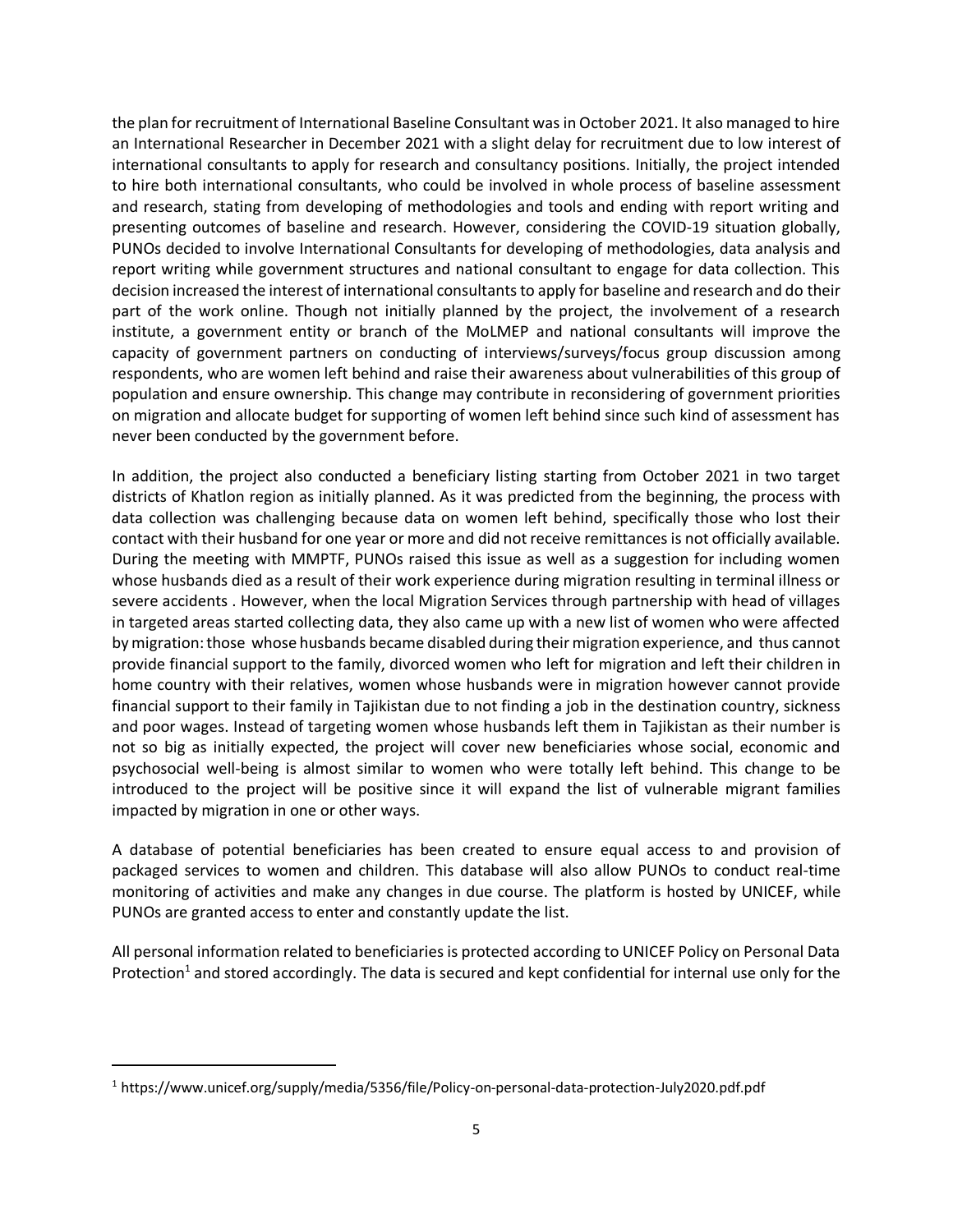the plan for recruitment of International Baseline Consultant was in October 2021. It also managed to hire an International Researcher in December 2021 with a slight delay for recruitment due to low interest of international consultants to apply for research and consultancy positions. Initially, the project intended to hire both international consultants, who could be involved in whole process of baseline assessment and research, stating from developing of methodologies and tools and ending with report writing and presenting outcomes of baseline and research. However, considering the COVID-19 situation globally, PUNOs decided to involve International Consultants for developing of methodologies, data analysis and report writing while government structures and national consultant to engage for data collection. This decision increased the interest of international consultants to apply for baseline and research and do their part of the work online. Though not initially planned by the project, the involvement of a research institute, a government entity or branch of the MoLMEP and national consultants will improve the capacity of government partners on conducting of interviews/surveys/focus group discussion among respondents, who are women left behind and raise their awareness about vulnerabilities of this group of population and ensure ownership. This change may contribute in reconsidering of government priorities on migration and allocate budget for supporting of women left behind since such kind of assessment has never been conducted by the government before.

In addition, the project also conducted a beneficiary listing starting from October 2021 in two target districts of Khatlon region as initially planned. As it was predicted from the beginning, the process with data collection was challenging because data on women left behind, specifically those who lost their contact with their husband for one year or more and did not receive remittances is not officially available. During the meeting with MMPTF, PUNOs raised this issue as well as a suggestion for including women whose husbands died as a result of their work experience during migration resulting in terminal illness or severe accidents . However, when the local Migration Services through partnership with head of villages in targeted areas started collecting data, they also came up with a new list of women who were affected by migration: those whose husbands became disabled during their migration experience, and thus cannot provide financial support to the family, divorced women who left for migration and left their children in home country with their relatives, women whose husbands were in migration however cannot provide financial support to their family in Tajikistan due to not finding a job in the destination country, sickness and poor wages. Instead of targeting women whose husbands left them in Tajikistan as their number is not so big as initially expected, the project will cover new beneficiaries whose social, economic and psychosocial well-being is almost similar to women who were totally left behind. This change to be introduced to the project will be positive since it will expand the list of vulnerable migrant families impacted by migration in one or other ways.

A database of potential beneficiaries has been created to ensure equal access to and provision of packaged services to women and children. This database will also allow PUNOs to conduct real-time monitoring of activities and make any changes in due course. The platform is hosted by UNICEF, while PUNOs are granted access to enter and constantly update the list.

All personal information related to beneficiaries is protected according to UNICEF Policy on Personal Data Protection[1] and stored accordingly. The data is secured and kept confidential for internal use only for the

[1] https://www.unicef.org/supply/media/5356/file/Policy-on-personal-data-protection-July2020.pdf.pdf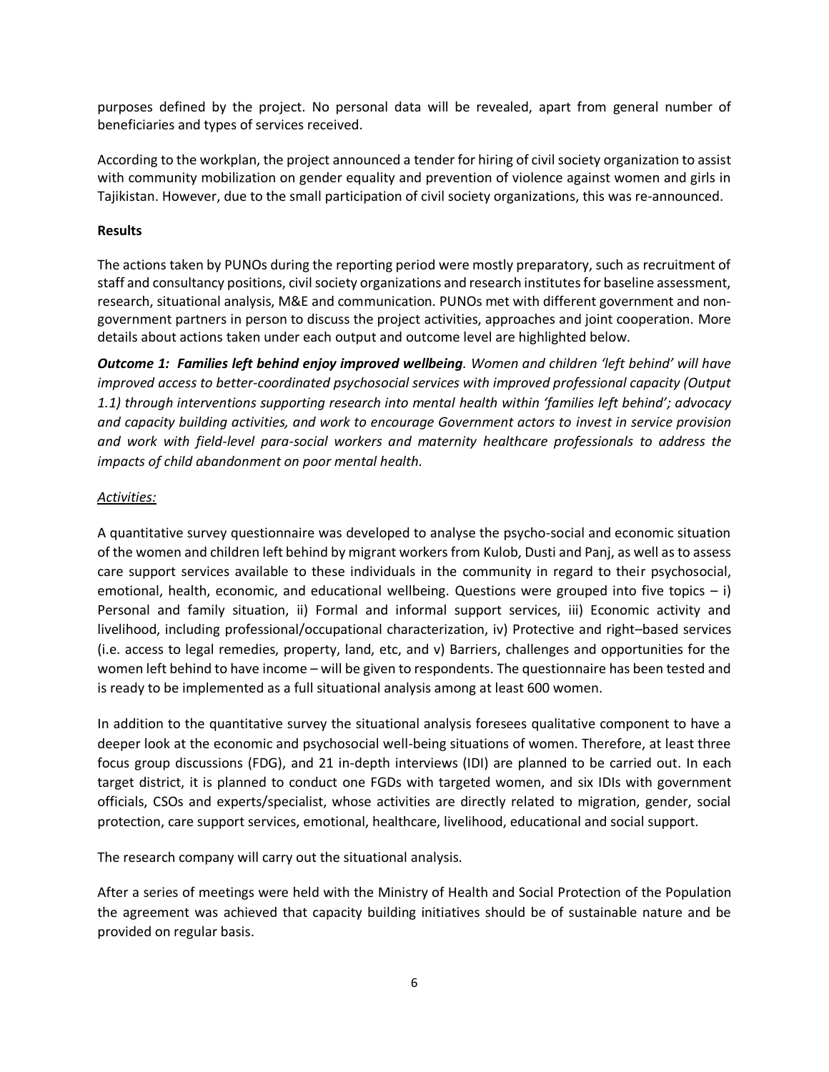purposes defined by the project. No personal data will be revealed, apart from general number of beneficiaries and types of services received.

According to the workplan, the project announced a tender for hiring of civil society organization to assist with community mobilization on gender equality and prevention of violence against women and girls in Tajikistan. However, due to the small participation of civil society organizations, this was re-announced.

**Results**

The actions taken by PUNOs during the reporting period were mostly preparatory, such as recruitment of staff and consultancy positions, civil society organizations and research institutes for baseline assessment, research, situational analysis, M&E and communication. PUNOs met with different government and non-government partners in person to discuss the project activities, approaches and joint cooperation. More details about actions taken under each output and outcome level are highlighted below.

***Outcome 1: Families left behind enjoy improved wellbeing****. Women and children 'left behind' will have improved access to better-coordinated psychosocial services with improved professional capacity (Output 1.1) through interventions supporting research into mental health within 'families left behind'; advocacy and capacity building activities, and work to encourage Government actors to invest in service provision and work with field-level para-social workers and maternity healthcare professionals to address the impacts of child abandonment on poor mental health.*

*Activities:*

A quantitative survey questionnaire was developed to analyse the psycho-social and economic situation of the women and children left behind by migrant workers from Kulob, Dusti and Panj, as well as to assess care support services available to these individuals in the community in regard to their psychosocial, emotional, health, economic, and educational wellbeing. Questions were grouped into five topics – i) Personal and family situation, ii) Formal and informal support services, iii) Economic activity and livelihood, including professional/occupational characterization, iv) Protective and right–based services (i.e. access to legal remedies, property, land, etc, and v) Barriers, challenges and opportunities for the women left behind to have income – will be given to respondents. The questionnaire has been tested and is ready to be implemented as a full situational analysis among at least 600 women.

In addition to the quantitative survey the situational analysis foresees qualitative component to have a deeper look at the economic and psychosocial well-being situations of women. Therefore, at least three focus group discussions (FDG), and 21 in-depth interviews (IDI) are planned to be carried out. In each target district, it is planned to conduct one FGDs with targeted women, and six IDIs with government officials, CSOs and experts/specialist, whose activities are directly related to migration, gender, social protection, care support services, emotional, healthcare, livelihood, educational and social support.

The research company will carry out the situational analysis.

After a series of meetings were held with the Ministry of Health and Social Protection of the Population the agreement was achieved that capacity building initiatives should be of sustainable nature and be provided on regular basis.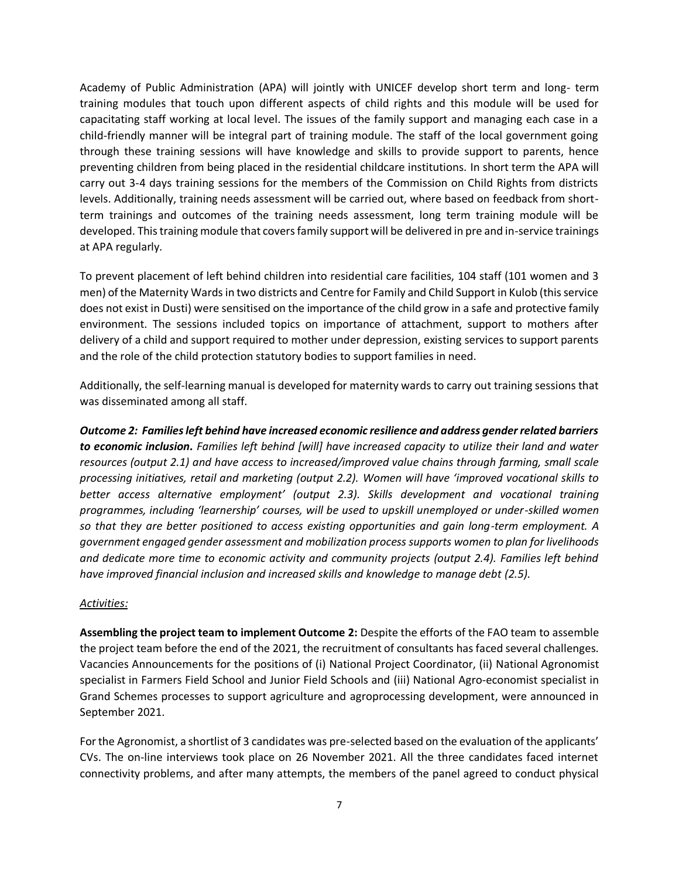Academy of Public Administration (APA) will jointly with UNICEF develop short term and long- term training modules that touch upon different aspects of child rights and this module will be used for capacitating staff working at local level. The issues of the family support and managing each case in a child-friendly manner will be integral part of training module. The staff of the local government going through these training sessions will have knowledge and skills to provide support to parents, hence preventing children from being placed in the residential childcare institutions. In short term the APA will carry out 3-4 days training sessions for the members of the Commission on Child Rights from districts levels. Additionally, training needs assessment will be carried out, where based on feedback from short-term trainings and outcomes of the training needs assessment, long term training module will be developed. This training module that covers family support will be delivered in pre and in-service trainings at APA regularly.

To prevent placement of left behind children into residential care facilities, 104 staff (101 women and 3 men) of the Maternity Wards in two districts and Centre for Family and Child Support in Kulob (this service does not exist in Dusti) were sensitised on the importance of the child grow in a safe and protective family environment. The sessions included topics on importance of attachment, support to mothers after delivery of a child and support required to mother under depression, existing services to support parents and the role of the child protection statutory bodies to support families in need.

Additionally, the self-learning manual is developed for maternity wards to carry out training sessions that was disseminated among all staff.

***Outcome 2: Families left behind have increased economic resilience and address gender related barriers to economic inclusion.*** *Families left behind [will] have increased capacity to utilize their land and water resources (output 2.1) and have access to increased/improved value chains through farming, small scale processing initiatives, retail and marketing (output 2.2). Women will have 'improved vocational skills to better access alternative employment' (output 2.3). Skills development and vocational training programmes, including 'learnership' courses, will be used to upskill unemployed or under-skilled women so that they are better positioned to access existing opportunities and gain long-term employment. A government engaged gender assessment and mobilization process supports women to plan for livelihoods and dedicate more time to economic activity and community projects (output 2.4). Families left behind have improved financial inclusion and increased skills and knowledge to manage debt (2.5).*

*Activities:*

**Assembling the project team to implement Outcome 2:** Despite the efforts of the FAO team to assemble the project team before the end of the 2021, the recruitment of consultants has faced several challenges. Vacancies Announcements for the positions of (i) National Project Coordinator, (ii) National Agronomist specialist in Farmers Field School and Junior Field Schools and (iii) National Agro-economist specialist in Grand Schemes processes to support agriculture and agroprocessing development, were announced in September 2021.

For the Agronomist, a shortlist of 3 candidates was pre-selected based on the evaluation of the applicants' CVs. The on-line interviews took place on 26 November 2021. All the three candidates faced internet connectivity problems, and after many attempts, the members of the panel agreed to conduct physical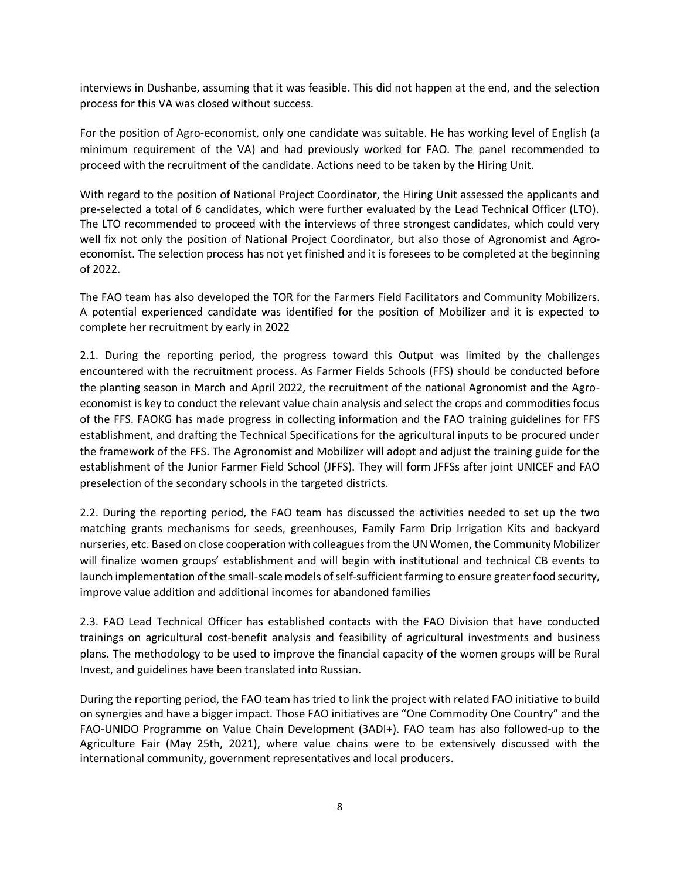interviews in Dushanbe, assuming that it was feasible. This did not happen at the end, and the selection process for this VA was closed without success.

For the position of Agro-economist, only one candidate was suitable. He has working level of English (a minimum requirement of the VA) and had previously worked for FAO. The panel recommended to proceed with the recruitment of the candidate. Actions need to be taken by the Hiring Unit.

With regard to the position of National Project Coordinator, the Hiring Unit assessed the applicants and pre-selected a total of 6 candidates, which were further evaluated by the Lead Technical Officer (LTO). The LTO recommended to proceed with the interviews of three strongest candidates, which could very well fix not only the position of National Project Coordinator, but also those of Agronomist and Agro-economist. The selection process has not yet finished and it is foresees to be completed at the beginning of 2022.

The FAO team has also developed the TOR for the Farmers Field Facilitators and Community Mobilizers. A potential experienced candidate was identified for the position of Mobilizer and it is expected to complete her recruitment by early in 2022

2.1. During the reporting period, the progress toward this Output was limited by the challenges encountered with the recruitment process. As Farmer Fields Schools (FFS) should be conducted before the planting season in March and April 2022, the recruitment of the national Agronomist and the Agro-economist is key to conduct the relevant value chain analysis and select the crops and commodities focus of the FFS. FAOKG has made progress in collecting information and the FAO training guidelines for FFS establishment, and drafting the Technical Specifications for the agricultural inputs to be procured under the framework of the FFS. The Agronomist and Mobilizer will adopt and adjust the training guide for the establishment of the Junior Farmer Field School (JFFS). They will form JFFSs after joint UNICEF and FAO preselection of the secondary schools in the targeted districts.

2.2. During the reporting period, the FAO team has discussed the activities needed to set up the two matching grants mechanisms for seeds, greenhouses, Family Farm Drip Irrigation Kits and backyard nurseries, etc. Based on close cooperation with colleagues from the UN Women, the Community Mobilizer will finalize women groups' establishment and will begin with institutional and technical CB events to launch implementation of the small-scale models of self-sufficient farming to ensure greater food security, improve value addition and additional incomes for abandoned families

2.3. FAO Lead Technical Officer has established contacts with the FAO Division that have conducted trainings on agricultural cost-benefit analysis and feasibility of agricultural investments and business plans. The methodology to be used to improve the financial capacity of the women groups will be Rural Invest, and guidelines have been translated into Russian.

During the reporting period, the FAO team has tried to link the project with related FAO initiative to build on synergies and have a bigger impact. Those FAO initiatives are "One Commodity One Country" and the FAO-UNIDO Programme on Value Chain Development (3ADI+). FAO team has also followed-up to the Agriculture Fair (May 25th, 2021), where value chains were to be extensively discussed with the international community, government representatives and local producers.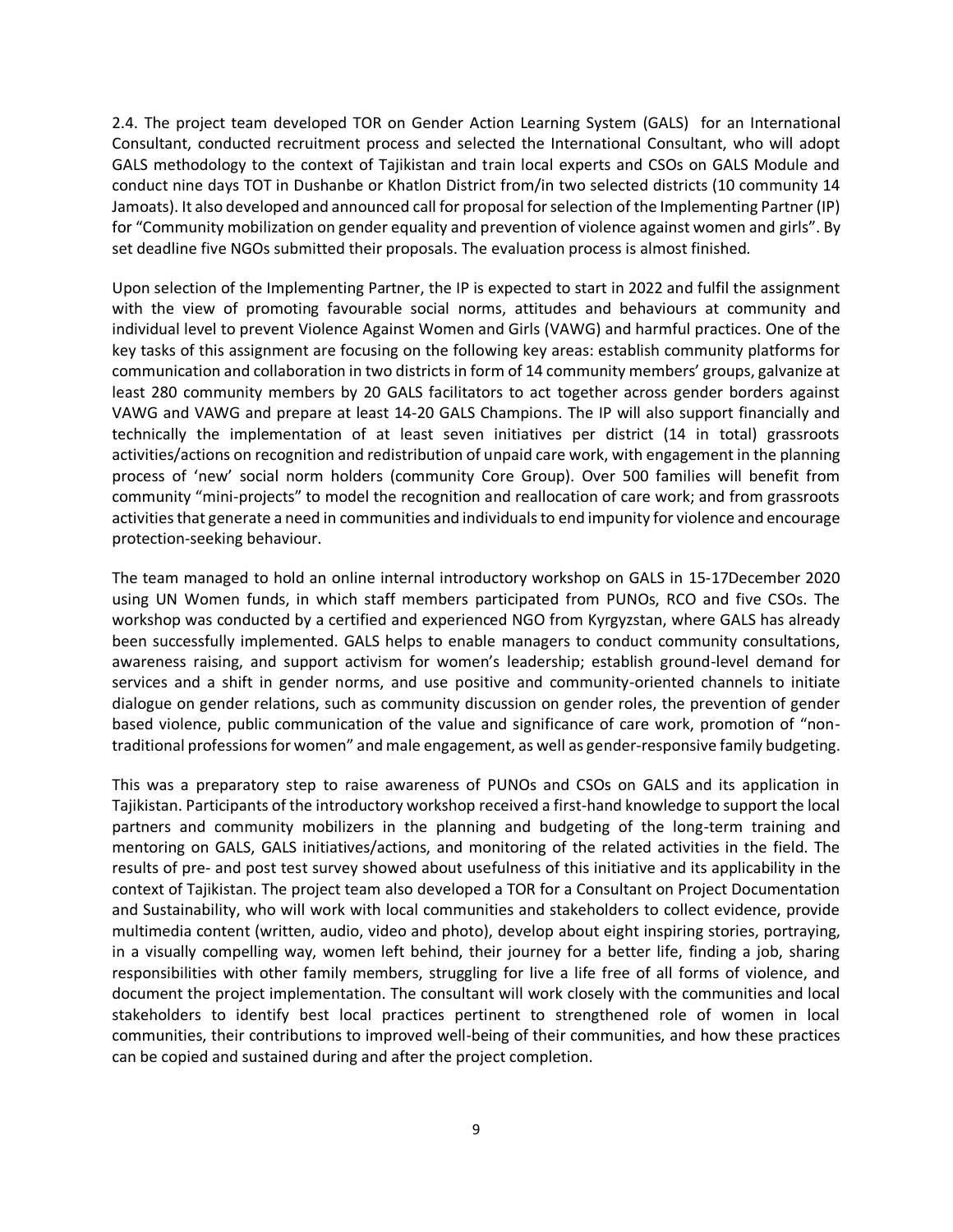2.4. The project team developed TOR on Gender Action Learning System (GALS) for an International Consultant, conducted recruitment process and selected the International Consultant, who will adopt GALS methodology to the context of Tajikistan and train local experts and CSOs on GALS Module and conduct nine days TOT in Dushanbe or Khatlon District from/in two selected districts (10 community 14 Jamoats). It also developed and announced call for proposal for selection of the Implementing Partner (IP) for "Community mobilization on gender equality and prevention of violence against women and girls". By set deadline five NGOs submitted their proposals. The evaluation process is almost finished.

Upon selection of the Implementing Partner, the IP is expected to start in 2022 and fulfil the assignment with the view of promoting favourable social norms, attitudes and behaviours at community and individual level to prevent Violence Against Women and Girls (VAWG) and harmful practices. One of the key tasks of this assignment are focusing on the following key areas: establish community platforms for communication and collaboration in two districts in form of 14 community members' groups, galvanize at least 280 community members by 20 GALS facilitators to act together across gender borders against VAWG and VAWG and prepare at least 14-20 GALS Champions. The IP will also support financially and technically the implementation of at least seven initiatives per district (14 in total) grassroots activities/actions on recognition and redistribution of unpaid care work, with engagement in the planning process of 'new' social norm holders (community Core Group). Over 500 families will benefit from community "mini-projects" to model the recognition and reallocation of care work; and from grassroots activities that generate a need in communities and individuals to end impunity for violence and encourage protection-seeking behaviour.

The team managed to hold an online internal introductory workshop on GALS in 15-17December 2020 using UN Women funds, in which staff members participated from PUNOs, RCO and five CSOs. The workshop was conducted by a certified and experienced NGO from Kyrgyzstan, where GALS has already been successfully implemented. GALS helps to enable managers to conduct community consultations, awareness raising, and support activism for women's leadership; establish ground-level demand for services and a shift in gender norms, and use positive and community-oriented channels to initiate dialogue on gender relations, such as community discussion on gender roles, the prevention of gender based violence, public communication of the value and significance of care work, promotion of "non-traditional professions for women" and male engagement, as well as gender-responsive family budgeting.

This was a preparatory step to raise awareness of PUNOs and CSOs on GALS and its application in Tajikistan. Participants of the introductory workshop received a first-hand knowledge to support the local partners and community mobilizers in the planning and budgeting of the long-term training and mentoring on GALS, GALS initiatives/actions, and monitoring of the related activities in the field. The results of pre- and post test survey showed about usefulness of this initiative and its applicability in the context of Tajikistan. The project team also developed a TOR for a Consultant on Project Documentation and Sustainability, who will work with local communities and stakeholders to collect evidence, provide multimedia content (written, audio, video and photo), develop about eight inspiring stories, portraying, in a visually compelling way, women left behind, their journey for a better life, finding a job, sharing responsibilities with other family members, struggling for live a life free of all forms of violence, and document the project implementation. The consultant will work closely with the communities and local stakeholders to identify best local practices pertinent to strengthened role of women in local communities, their contributions to improved well-being of their communities, and how these practices can be copied and sustained during and after the project completion.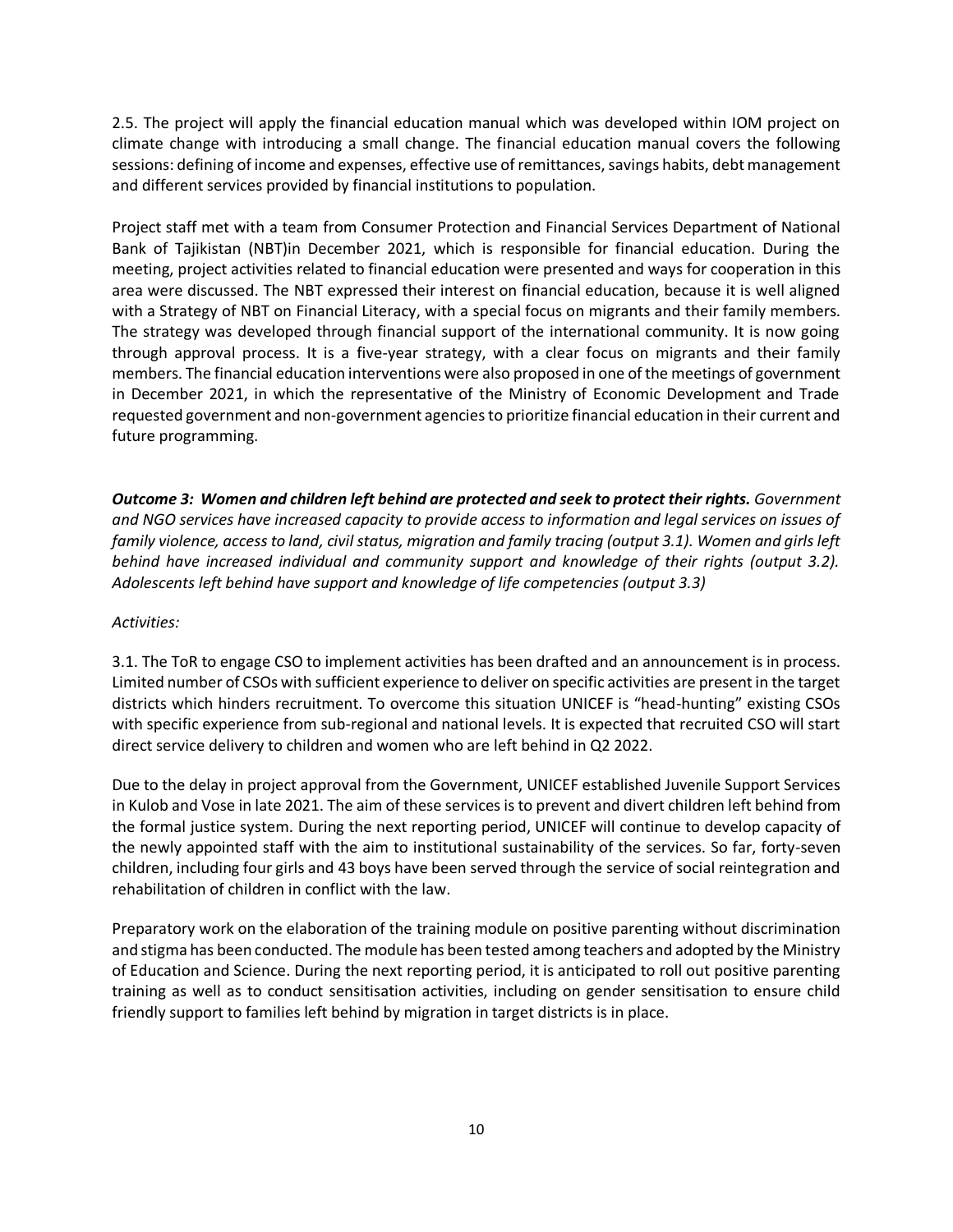2.5. The project will apply the financial education manual which was developed within IOM project on climate change with introducing a small change. The financial education manual covers the following sessions: defining of income and expenses, effective use of remittances, savings habits, debt management and different services provided by financial institutions to population.

Project staff met with a team from Consumer Protection and Financial Services Department of National Bank of Tajikistan (NBT)in December 2021, which is responsible for financial education. During the meeting, project activities related to financial education were presented and ways for cooperation in this area were discussed. The NBT expressed their interest on financial education, because it is well aligned with a Strategy of NBT on Financial Literacy, with a special focus on migrants and their family members. The strategy was developed through financial support of the international community. It is now going through approval process. It is a five-year strategy, with a clear focus on migrants and their family members. The financial education interventions were also proposed in one of the meetings of government in December 2021, in which the representative of the Ministry of Economic Development and Trade requested government and non-government agencies to prioritize financial education in their current and future programming.

***Outcome 3: Women and children left behind are protected and seek to protect their rights.*** *Government and NGO services have increased capacity to provide access to information and legal services on issues of family violence, access to land, civil status, migration and family tracing (output 3.1). Women and girls left behind have increased individual and community support and knowledge of their rights (output 3.2). Adolescents left behind have support and knowledge of life competencies (output 3.3)*

*Activities:*

3.1. The ToR to engage CSO to implement activities has been drafted and an announcement is in process. Limited number of CSOs with sufficient experience to deliver on specific activities are present in the target districts which hinders recruitment. To overcome this situation UNICEF is "head-hunting" existing CSOs with specific experience from sub-regional and national levels. It is expected that recruited CSO will start direct service delivery to children and women who are left behind in Q2 2022.

Due to the delay in project approval from the Government, UNICEF established Juvenile Support Services in Kulob and Vose in late 2021. The aim of these services is to prevent and divert children left behind from the formal justice system. During the next reporting period, UNICEF will continue to develop capacity of the newly appointed staff with the aim to institutional sustainability of the services. So far, forty-seven children, including four girls and 43 boys have been served through the service of social reintegration and rehabilitation of children in conflict with the law.

Preparatory work on the elaboration of the training module on positive parenting without discrimination and stigma has been conducted. The module has been tested among teachers and adopted by the Ministry of Education and Science. During the next reporting period, it is anticipated to roll out positive parenting training as well as to conduct sensitisation activities, including on gender sensitisation to ensure child friendly support to families left behind by migration in target districts is in place.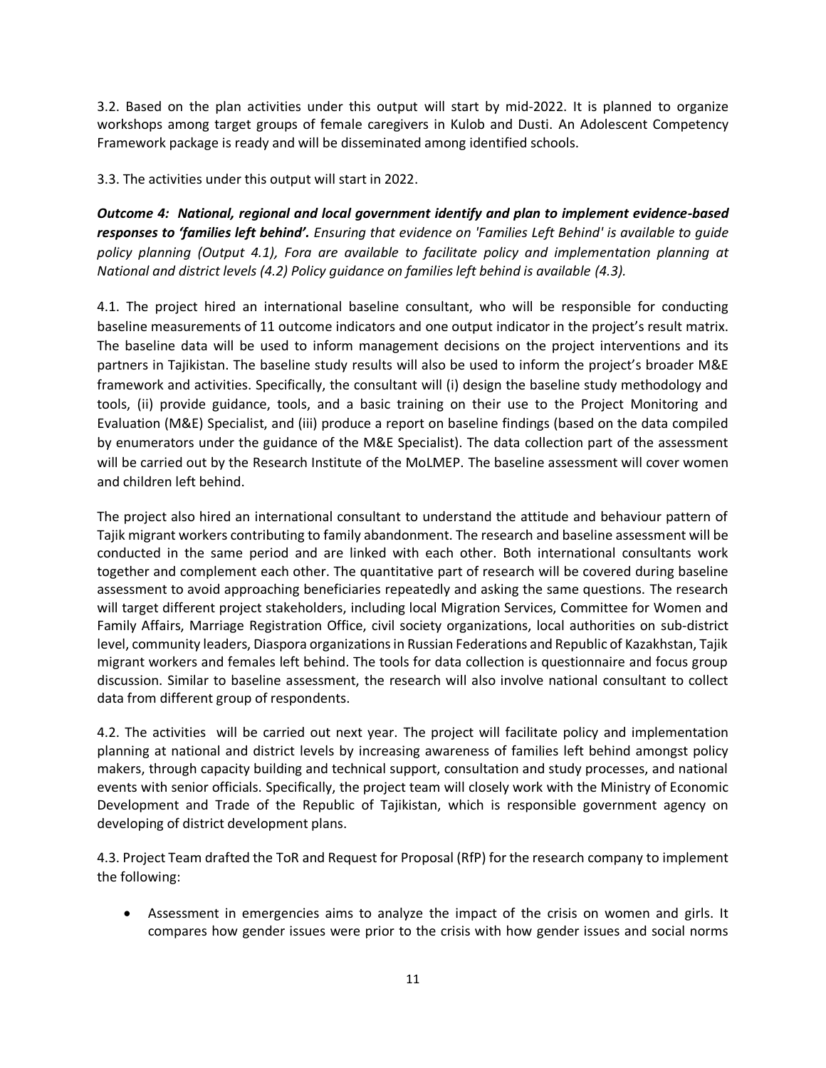3.2. Based on the plan activities under this output will start by mid-2022. It is planned to organize workshops among target groups of female caregivers in Kulob and Dusti. An Adolescent Competency Framework package is ready and will be disseminated among identified schools.

3.3. The activities under this output will start in 2022.

***Outcome 4: National, regional and local government identify and plan to implement evidence-based responses to 'families left behind'.*** *Ensuring that evidence on 'Families Left Behind' is available to guide policy planning (Output 4.1), Fora are available to facilitate policy and implementation planning at National and district levels (4.2) Policy guidance on families left behind is available (4.3).*

4.1. The project hired an international baseline consultant, who will be responsible for conducting baseline measurements of 11 outcome indicators and one output indicator in the project's result matrix. The baseline data will be used to inform management decisions on the project interventions and its partners in Tajikistan. The baseline study results will also be used to inform the project's broader M&E framework and activities. Specifically, the consultant will (i) design the baseline study methodology and tools, (ii) provide guidance, tools, and a basic training on their use to the Project Monitoring and Evaluation (M&E) Specialist, and (iii) produce a report on baseline findings (based on the data compiled by enumerators under the guidance of the M&E Specialist). The data collection part of the assessment will be carried out by the Research Institute of the MoLMEP. The baseline assessment will cover women and children left behind.

The project also hired an international consultant to understand the attitude and behaviour pattern of Tajik migrant workers contributing to family abandonment. The research and baseline assessment will be conducted in the same period and are linked with each other. Both international consultants work together and complement each other. The quantitative part of research will be covered during baseline assessment to avoid approaching beneficiaries repeatedly and asking the same questions. The research will target different project stakeholders, including local Migration Services, Committee for Women and Family Affairs, Marriage Registration Office, civil society organizations, local authorities on sub-district level, community leaders, Diaspora organizations in Russian Federations and Republic of Kazakhstan, Tajik migrant workers and females left behind. The tools for data collection is questionnaire and focus group discussion. Similar to baseline assessment, the research will also involve national consultant to collect data from different group of respondents.

4.2. The activities will be carried out next year. The project will facilitate policy and implementation planning at national and district levels by increasing awareness of families left behind amongst policy makers, through capacity building and technical support, consultation and study processes, and national events with senior officials. Specifically, the project team will closely work with the Ministry of Economic Development and Trade of the Republic of Tajikistan, which is responsible government agency on developing of district development plans.

4.3. Project Team drafted the ToR and Request for Proposal (RfP) for the research company to implement the following:

- Assessment in emergencies aims to analyze the impact of the crisis on women and girls. It compares how gender issues were prior to the crisis with how gender issues and social norms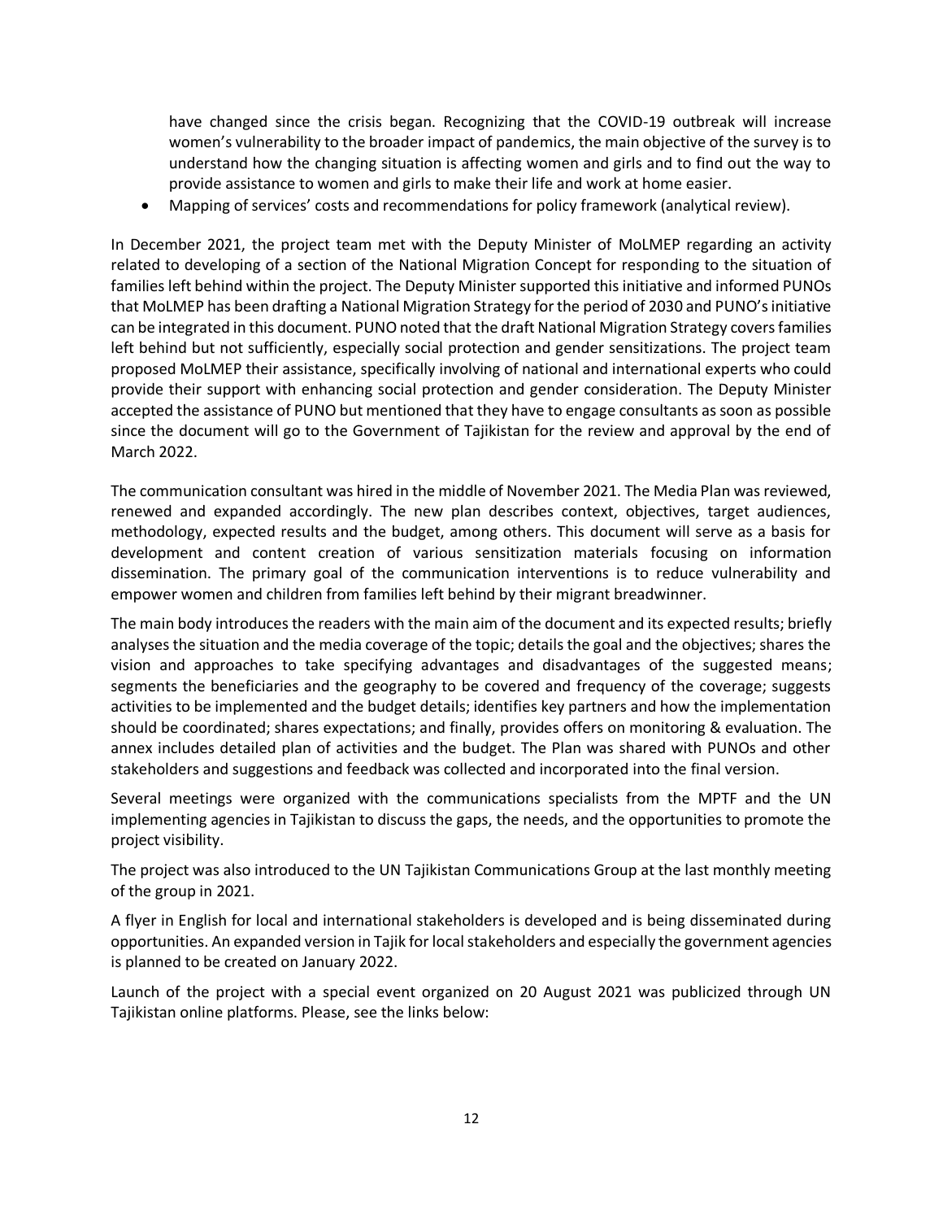have changed since the crisis began. Recognizing that the COVID-19 outbreak will increase women's vulnerability to the broader impact of pandemics, the main objective of the survey is to understand how the changing situation is affecting women and girls and to find out the way to provide assistance to women and girls to make their life and work at home easier.

- Mapping of services' costs and recommendations for policy framework (analytical review).

In December 2021, the project team met with the Deputy Minister of MoLMEP regarding an activity related to developing of a section of the National Migration Concept for responding to the situation of families left behind within the project. The Deputy Minister supported this initiative and informed PUNOs that MoLMEP has been drafting a National Migration Strategy for the period of 2030 and PUNO's initiative can be integrated in this document. PUNO noted that the draft National Migration Strategy covers families left behind but not sufficiently, especially social protection and gender sensitizations. The project team proposed MoLMEP their assistance, specifically involving of national and international experts who could provide their support with enhancing social protection and gender consideration. The Deputy Minister accepted the assistance of PUNO but mentioned that they have to engage consultants as soon as possible since the document will go to the Government of Tajikistan for the review and approval by the end of March 2022.

The communication consultant was hired in the middle of November 2021. The Media Plan was reviewed, renewed and expanded accordingly. The new plan describes context, objectives, target audiences, methodology, expected results and the budget, among others. This document will serve as a basis for development and content creation of various sensitization materials focusing on information dissemination. The primary goal of the communication interventions is to reduce vulnerability and empower women and children from families left behind by their migrant breadwinner.

The main body introduces the readers with the main aim of the document and its expected results; briefly analyses the situation and the media coverage of the topic; details the goal and the objectives; shares the vision and approaches to take specifying advantages and disadvantages of the suggested means; segments the beneficiaries and the geography to be covered and frequency of the coverage; suggests activities to be implemented and the budget details; identifies key partners and how the implementation should be coordinated; shares expectations; and finally, provides offers on monitoring & evaluation. The annex includes detailed plan of activities and the budget. The Plan was shared with PUNOs and other stakeholders and suggestions and feedback was collected and incorporated into the final version.

Several meetings were organized with the communications specialists from the MPTF and the UN implementing agencies in Tajikistan to discuss the gaps, the needs, and the opportunities to promote the project visibility.

The project was also introduced to the UN Tajikistan Communications Group at the last monthly meeting of the group in 2021.

A flyer in English for local and international stakeholders is developed and is being disseminated during opportunities. An expanded version in Tajik for local stakeholders and especially the government agencies is planned to be created on January 2022.

Launch of the project with a special event organized on 20 August 2021 was publicized through UN Tajikistan online platforms. Please, see the links below: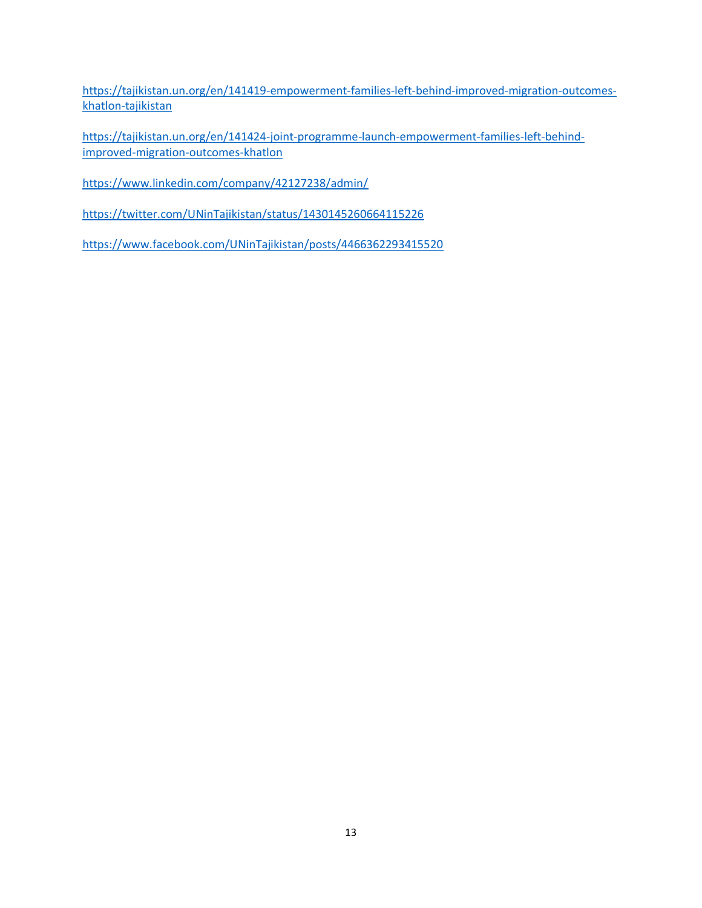https://tajikistan.un.org/en/141419-empowerment-families-left-behind-improved-migration-outcomes-khatlon-tajikistan

https://tajikistan.un.org/en/141424-joint-programme-launch-empowerment-families-left-behind-improved-migration-outcomes-khatlon

https://www.linkedin.com/company/42127238/admin/

https://twitter.com/UNinTajikistan/status/1430145260664115226

https://www.facebook.com/UNinTajikistan/posts/4466362293415520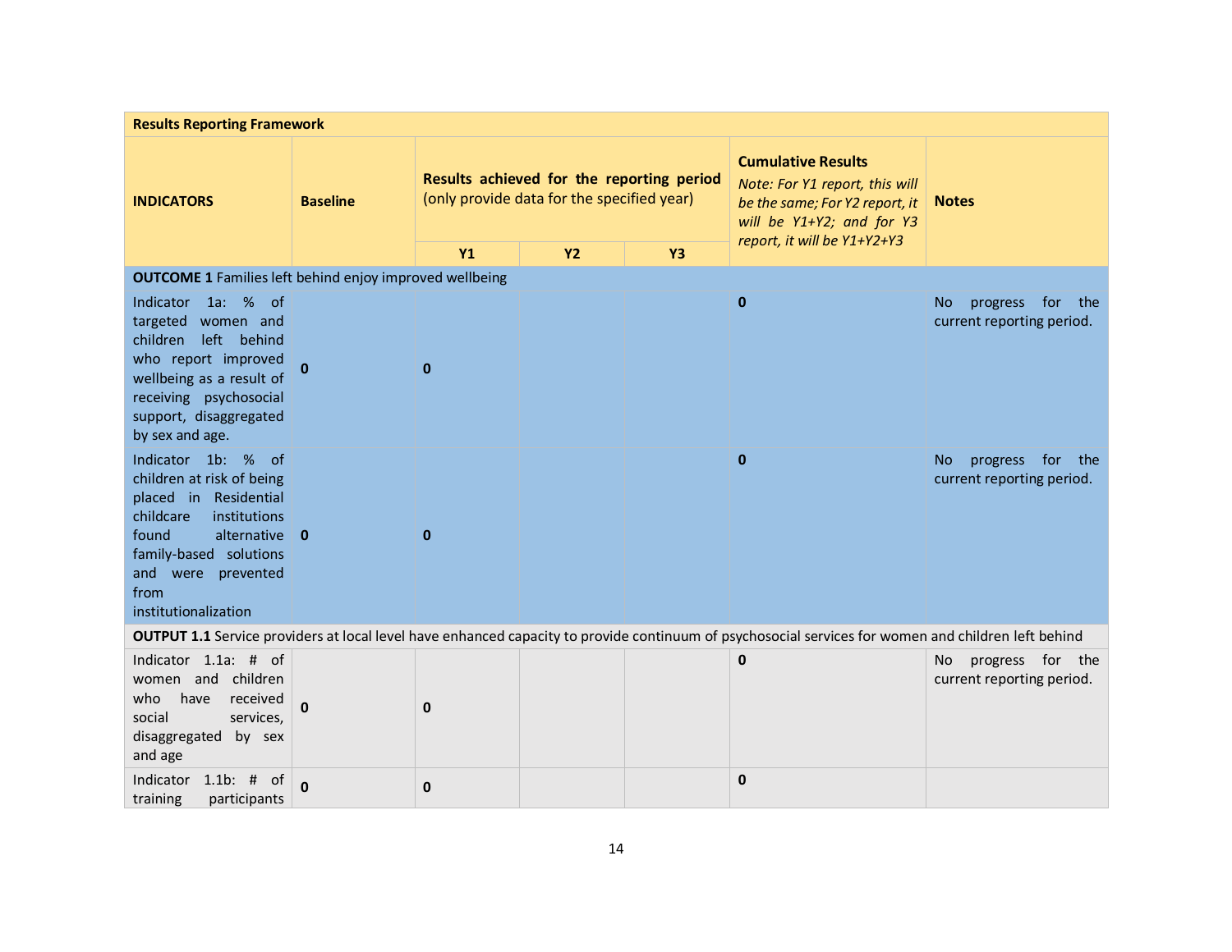| **Results Reporting Framework** | | | | | | |
|---|---|---|---|---|---|---|
| **INDICATORS** | **Baseline** | **Results achieved for the reporting period** (only provide data for the specified year) | | | **Cumulative Results** *Note: For Y1 report, this will be the same; For Y2 report, it will be Y1+Y2; and for Y3 report, it will be Y1+Y2+Y3* | **Notes** |
| | | **Y1** | **Y2** | **Y3** | | |
| **OUTCOME 1** Families left behind enjoy improved wellbeing | | | | | | |
| Indicator 1a: % of targeted women and children left behind who report improved wellbeing as a result of receiving psychosocial support, disaggregated by sex and age. | **0** | **0** | | | **0** | No progress for the current reporting period. |
| Indicator 1b: % of children at risk of being placed in Residential childcare institutions found alternative family-based solutions and were prevented from institutionalization | **0** | **0** | | | **0** | No progress for the current reporting period. |
| **OUTPUT 1.1** Service providers at local level have enhanced capacity to provide continuum of psychosocial services for women and children left behind | | | | | | |
| Indicator 1.1a: # of women and children who have received social services, disaggregated by sex and age | **0** | **0** | | | **0** | No progress for the current reporting period. |
| Indicator 1.1b: # of training participants | **0** | **0** | | | **0** | |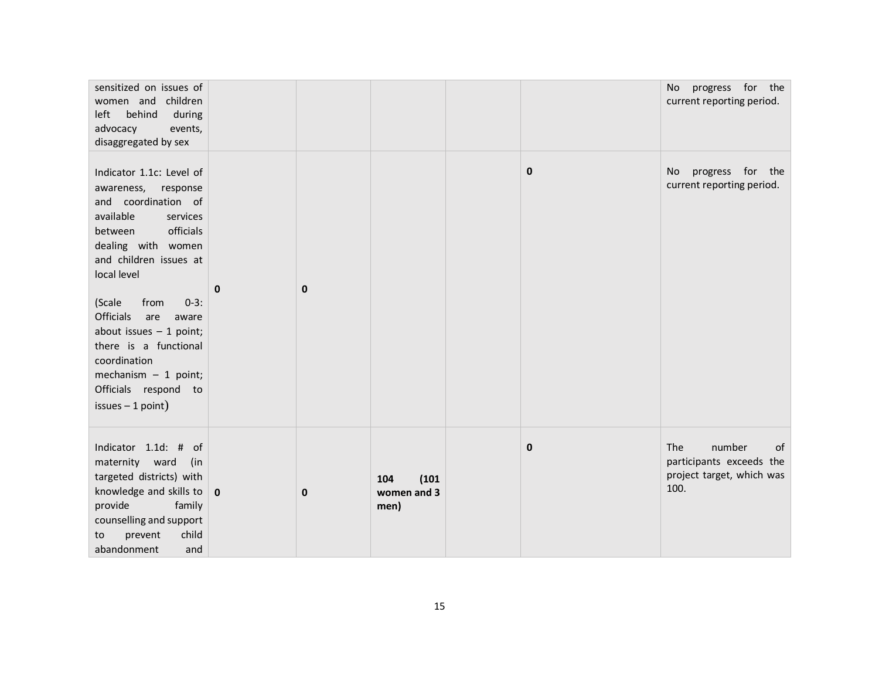| | | | | | | |
|---|---|---|---|---|---|---|
| sensitized on issues of women and children left behind during advocacy events, disaggregated by sex | | | | | | No progress for the current reporting period. |
| Indicator 1.1c: Level of awareness, response and coordination of available services between officials dealing with women and children issues at local level<br><br>(Scale from 0-3: Officials are aware about issues – 1 point; there is a functional coordination mechanism – 1 point; Officials respond to issues – 1 point) | **0** | **0** | | | **0** | No progress for the current reporting period. |
| Indicator 1.1d: # of maternity ward (in targeted districts) with knowledge and skills to provide family counselling and support to prevent child abandonment and | **0** | **0** | **104 (101 women and 3 men)** | | **0** | The number of participants exceeds the project target, which was 100. |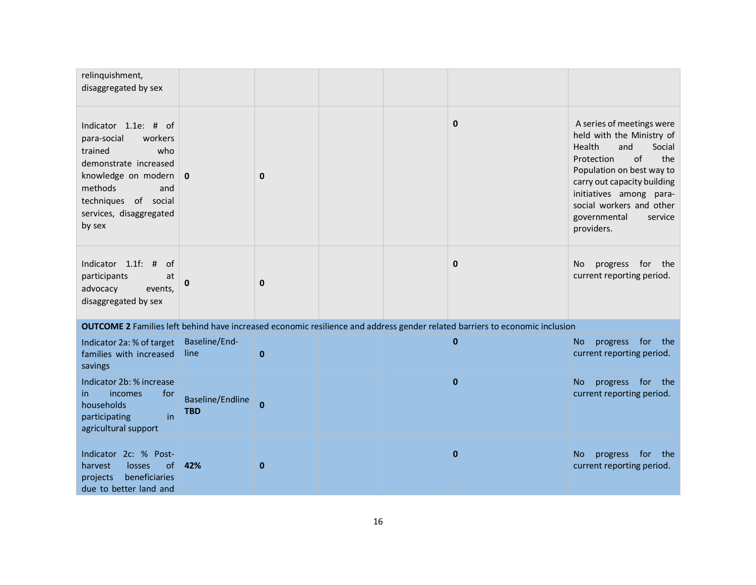| | | | | | | |
|---|---|---|---|---|---|---|
| relinquishment, disaggregated by sex | | | | | | |
| Indicator 1.1e: # of para-social workers trained who demonstrate increased knowledge on modern methods and techniques of social services, disaggregated by sex | **0** | **0** | | | **0** | A series of meetings were held with the Ministry of Health and Social Protection of the Population on best way to carry out capacity building initiatives among para-social workers and other governmental service providers. |
| Indicator 1.1f: # of participants at advocacy events, disaggregated by sex | **0** | **0** | | | **0** | No progress for the current reporting period. |
| **OUTCOME 2** Families left behind have increased economic resilience and address gender related barriers to economic inclusion | | | | | | |
| Indicator 2a: % of target families with increased savings | Baseline/End-line | **0** | | | **0** | No progress for the current reporting period. |
| Indicator 2b: % increase in incomes for households participating in agricultural support | Baseline/Endline **TBD** | **0** | | | **0** | No progress for the current reporting period. |
| Indicator 2c: % Post-harvest losses of projects beneficiaries due to better land and | **42%** | **0** | | | **0** | No progress for the current reporting period. |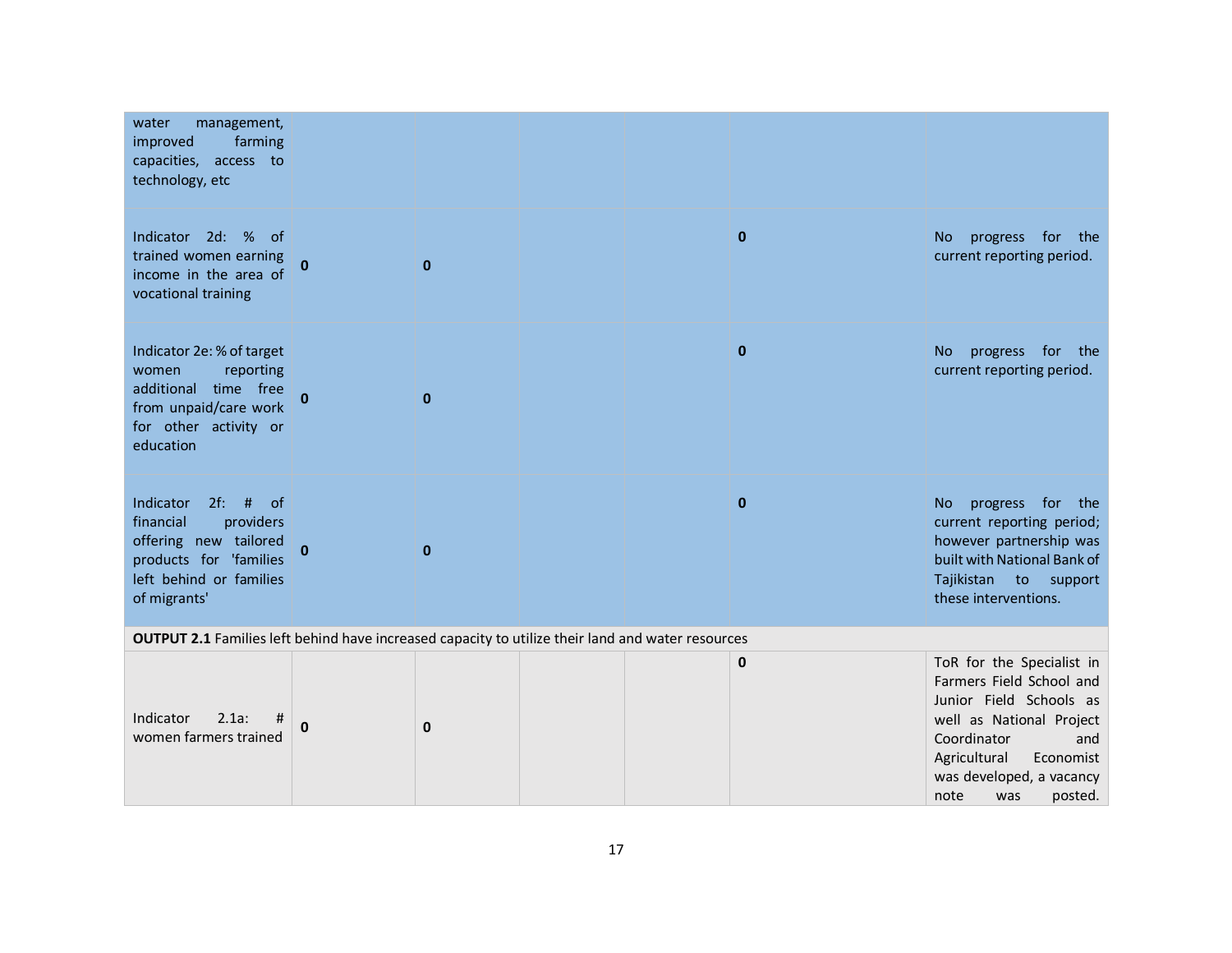| | | | | | | |
|---|---|---|---|---|---|---|
| water management, improved farming capacities, access to technology, etc | | | | | | |
| Indicator 2d: % of trained women earning income in the area of vocational training | **0** | **0** | | | **0** | No progress for the current reporting period. |
| Indicator 2e: % of target women reporting additional time free from unpaid/care work for other activity or education | **0** | **0** | | | **0** | No progress for the current reporting period. |
| Indicator 2f: # of financial providers offering new tailored products for 'families left behind or families of migrants' | **0** | **0** | | | **0** | No progress for the current reporting period; however partnership was built with National Bank of Tajikistan to support these interventions. |
| **OUTPUT 2.1** Families left behind have increased capacity to utilize their land and water resources | | | | | | |
| Indicator 2.1a: # women farmers trained | **0** | **0** | | | **0** | ToR for the Specialist in Farmers Field School and Junior Field Schools as well as National Project Coordinator and Agricultural Economist was developed, a vacancy note was posted. |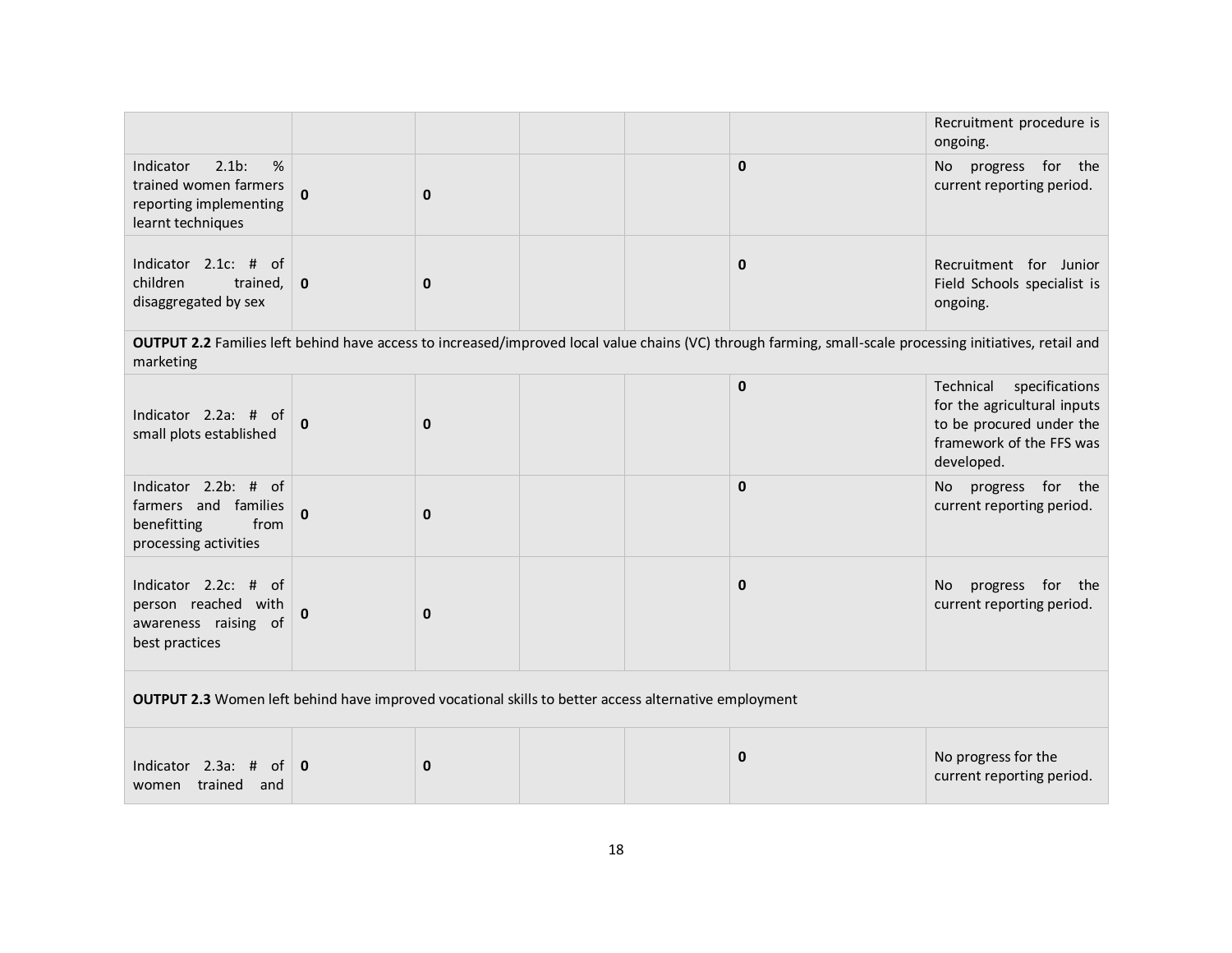| | | | | | | |
|---|---|---|---|---|---|---|
| | | | | | | Recruitment procedure is ongoing. |
| Indicator 2.1b: % trained women farmers reporting implementing learnt techniques | **0** | **0** | | | **0** | No progress for the current reporting period. |
| Indicator 2.1c: # of children trained, disaggregated by sex | **0** | **0** | | | **0** | Recruitment for Junior Field Schools specialist is ongoing. |
| **OUTPUT 2.2** Families left behind have access to increased/improved local value chains (VC) through farming, small-scale processing initiatives, retail and marketing | | | | | | |
| Indicator 2.2a: # of small plots established | **0** | **0** | | | **0** | Technical specifications for the agricultural inputs to be procured under the framework of the FFS was developed. |
| Indicator 2.2b: # of farmers and families benefitting from processing activities | **0** | **0** | | | **0** | No progress for the current reporting period. |
| Indicator 2.2c: # of person reached with awareness raising of best practices | **0** | **0** | | | **0** | No progress for the current reporting period. |
| **OUTPUT 2.3** Women left behind have improved vocational skills to better access alternative employment | | | | | | |
| Indicator 2.3a: # of women trained and | **0** | **0** | | | **0** | No progress for the current reporting period. |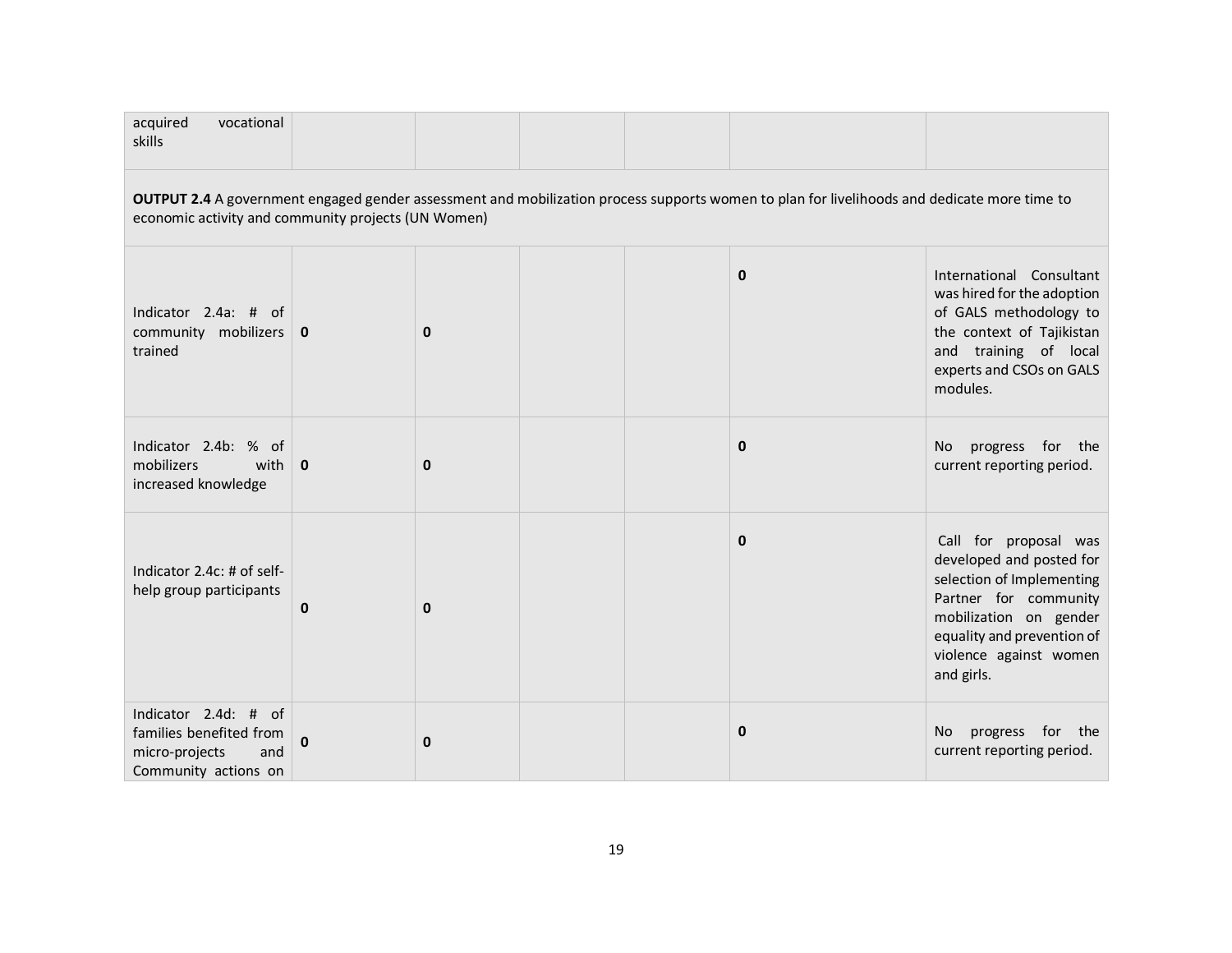| | | | | | | |
|---|---|---|---|---|---|---|
| acquired vocational skills | | | | | | |
| **OUTPUT 2.4** A government engaged gender assessment and mobilization process supports women to plan for livelihoods and dedicate more time to economic activity and community projects (UN Women) | | | | | | |
| Indicator 2.4a: # of community mobilizers trained | **0** | **0** | | | **0** | International Consultant was hired for the adoption of GALS methodology to the context of Tajikistan and training of local experts and CSOs on GALS modules. |
| Indicator 2.4b: % of mobilizers with increased knowledge | **0** | **0** | | | **0** | No progress for the current reporting period. |
| Indicator 2.4c: # of self-help group participants | **0** | **0** | | | **0** | Call for proposal was developed and posted for selection of Implementing Partner for community mobilization on gender equality and prevention of violence against women and girls. |
| Indicator 2.4d: # of families benefited from micro-projects and Community actions on | **0** | **0** | | | **0** | No progress for the current reporting period. |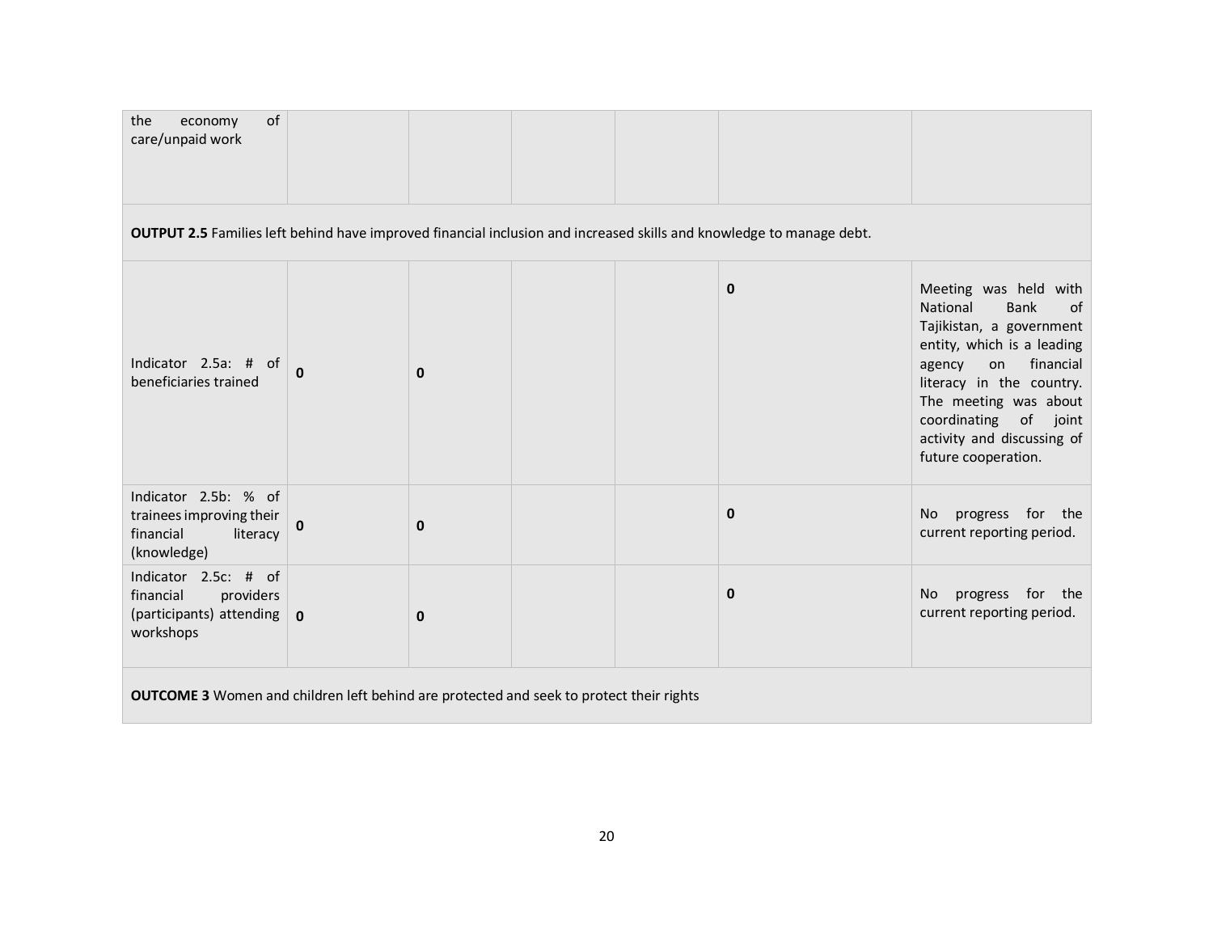| | | | | | | |
|---|---|---|---|---|---|---|
| the economy of care/unpaid work | | | | | | |
| **OUTPUT 2.5** Families left behind have improved financial inclusion and increased skills and knowledge to manage debt. | | | | | | |
| Indicator 2.5a: # of beneficiaries trained | **0** | **0** | | | **0** | Meeting was held with National Bank of Tajikistan, a government entity, which is a leading agency on financial literacy in the country. The meeting was about coordinating of joint activity and discussing of future cooperation. |
| Indicator 2.5b: % of trainees improving their financial literacy (knowledge) | **0** | **0** | | | **0** | No progress for the current reporting period. |
| Indicator 2.5c: # of financial providers (participants) attending workshops | **0** | **0** | | | **0** | No progress for the current reporting period. |
| **OUTCOME 3** Women and children left behind are protected and seek to protect their rights | | | | | | |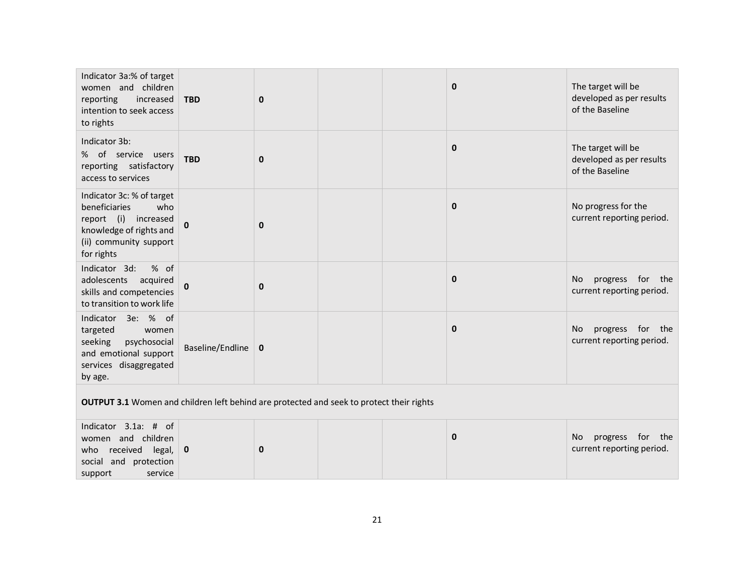| | | | | | | |
|---|---|---|---|---|---|---|
| Indicator 3a:% of target women and children reporting increased intention to seek access to rights | **TBD** | **0** | | | **0** | The target will be developed as per results of the Baseline |
| Indicator 3b: % of service users reporting satisfactory access to services | **TBD** | **0** | | | **0** | The target will be developed as per results of the Baseline |
| Indicator 3c: % of target beneficiaries who report (i) increased knowledge of rights and (ii) community support for rights | **0** | **0** | | | **0** | No progress for the current reporting period. |
| Indicator 3d: % of adolescents acquired skills and competencies to transition to work life | **0** | **0** | | | **0** | No progress for the current reporting period. |
| Indicator 3e: % of targeted women seeking psychosocial and emotional support services disaggregated by age. | Baseline/Endline | **0** | | | **0** | No progress for the current reporting period. |
| **OUTPUT 3.1** Women and children left behind are protected and seek to protect their rights | | | | | | |
| Indicator 3.1a: # of women and children who received legal, social and protection support service | **0** | **0** | | | **0** | No progress for the current reporting period. |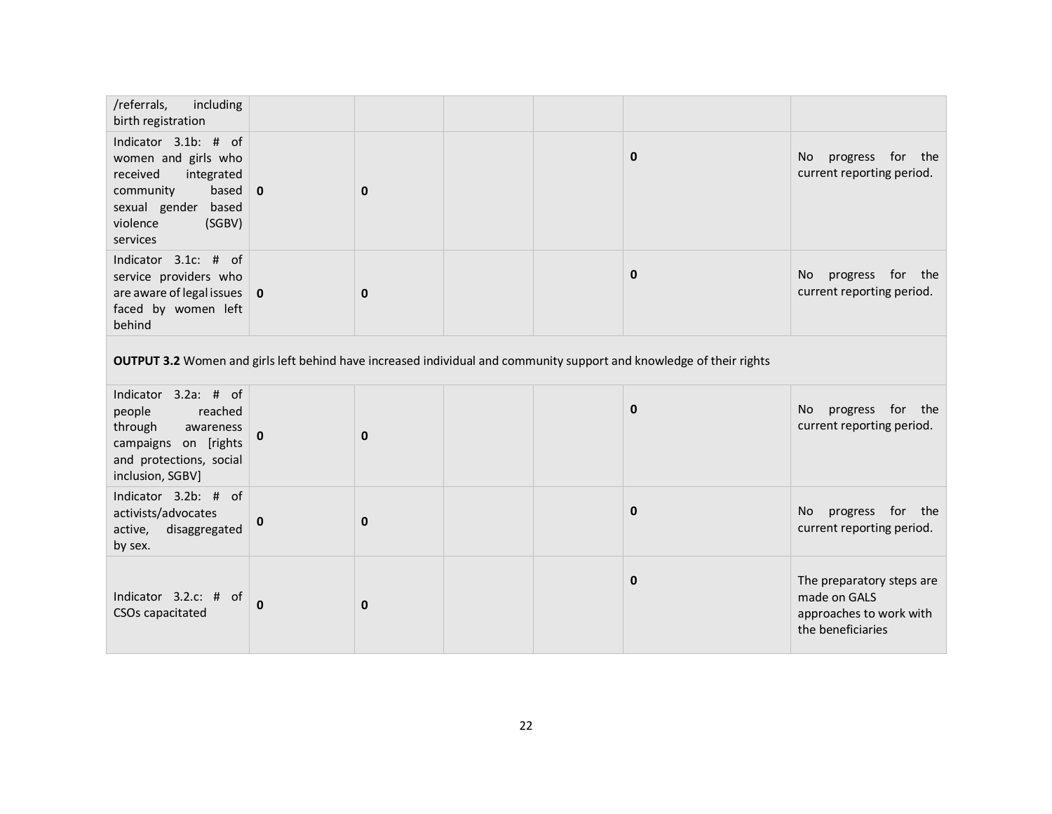| | | | | | | |
|---|---|---|---|---|---|---|
| /referrals, including birth registration | | | | | | |
| Indicator 3.1b: # of women and girls who received integrated community based sexual gender based violence (SGBV) services | **0** | **0** | | | **0** | No progress for the current reporting period. |
| Indicator 3.1c: # of service providers who are aware of legal issues faced by women left behind | **0** | **0** | | | **0** | No progress for the current reporting period. |
| **OUTPUT 3.2** Women and girls left behind have increased individual and community support and knowledge of their rights | | | | | | |
| Indicator 3.2a: # of people reached through awareness campaigns on [rights and protections, social inclusion, SGBV] | **0** | **0** | | | **0** | No progress for the current reporting period. |
| Indicator 3.2b: # of activists/advocates active, disaggregated by sex. | **0** | **0** | | | **0** | No progress for the current reporting period. |
| Indicator 3.2.c: # of CSOs capacitated | **0** | **0** | | | **0** | The preparatory steps are made on GALS approaches to work with the beneficiaries |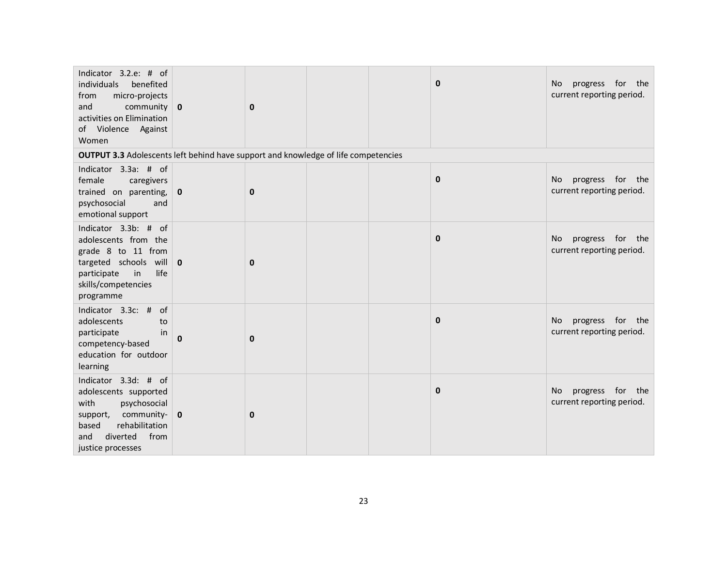| | | | | | | |
|---|---|---|---|---|---|---|
| Indicator 3.2.e: # of individuals benefited from micro-projects and community activities on Elimination of Violence Against Women | **0** | **0** | | | **0** | No progress for the current reporting period. |
| **OUTPUT 3.3** Adolescents left behind have support and knowledge of life competencies | | | | | | |
| Indicator 3.3a: # of female caregivers trained on parenting, psychosocial and emotional support | **0** | **0** | | | **0** | No progress for the current reporting period. |
| Indicator 3.3b: # of adolescents from the grade 8 to 11 from targeted schools will participate in life skills/competencies programme | **0** | **0** | | | **0** | No progress for the current reporting period. |
| Indicator 3.3c: # of adolescents to participate in competency-based education for outdoor learning | **0** | **0** | | | **0** | No progress for the current reporting period. |
| Indicator 3.3d: # of adolescents supported with psychosocial support, community-based rehabilitation and diverted from justice processes | **0** | **0** | | | **0** | No progress for the current reporting period. |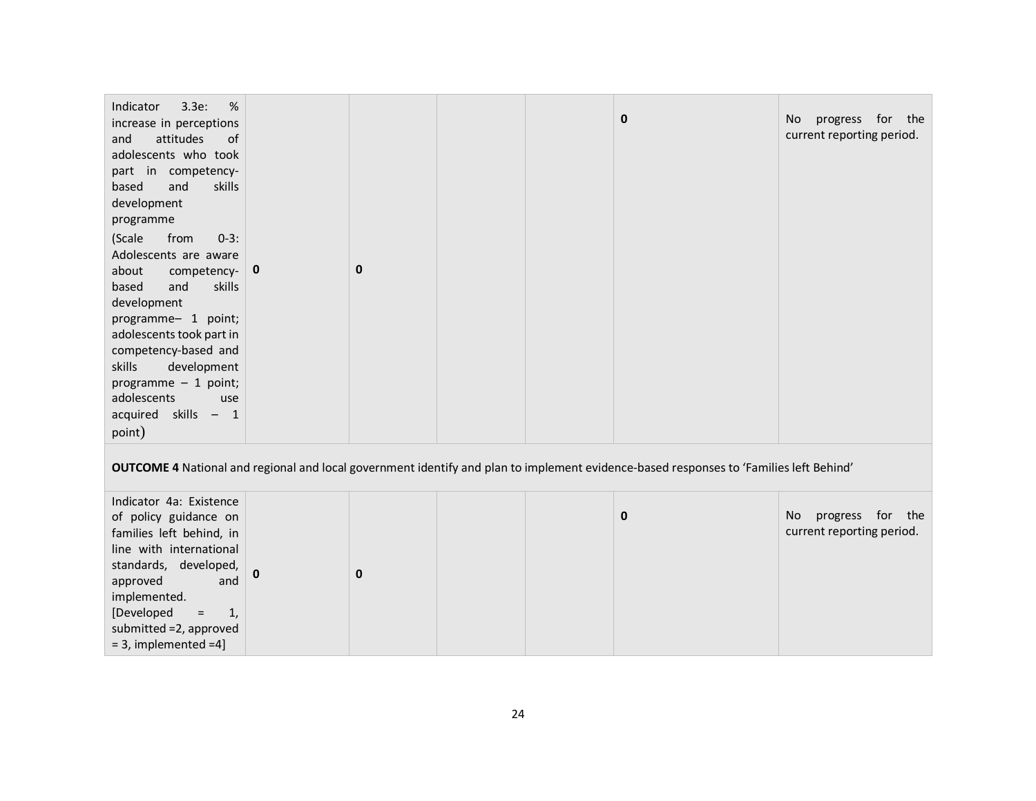| | | | | | | |
|---|---|---|---|---|---|---|
| Indicator 3.3e: % increase in perceptions and attitudes of adolescents who took part in competency-based and skills development programme<br>(Scale from 0-3: Adolescents are aware about competency-based and skills development programme– 1 point; adolescents took part in competency-based and skills development programme – 1 point; adolescents use acquired skills – 1 point) | **0** | **0** | | | **0** | No progress for the current reporting period. |
| **OUTCOME 4** National and regional and local government identify and plan to implement evidence-based responses to 'Families left Behind' | | | | | | |
| Indicator 4a: Existence of policy guidance on families left behind, in line with international standards, developed, approved and implemented. [Developed = 1, submitted =2, approved = 3, implemented =4] | **0** | **0** | | | **0** | No progress for the current reporting period. |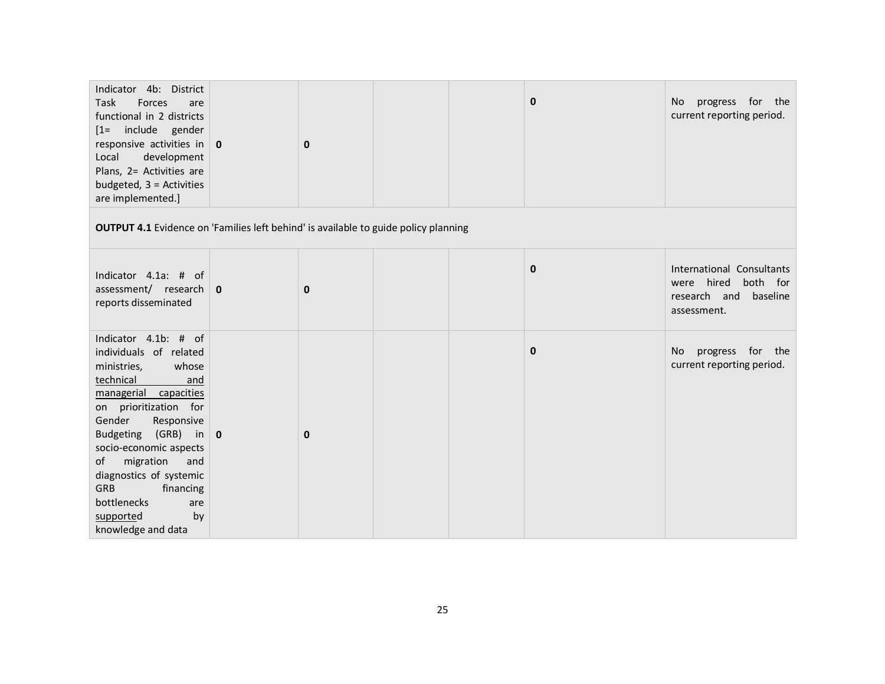| | | | | | | |
|---|---|---|---|---|---|---|
| Indicator 4b: District Task Forces are functional in 2 districts [1= include gender responsive activities in Local development Plans, 2= Activities are budgeted, 3 = Activities are implemented.] | **0** | **0** | | | **0** | No progress for the current reporting period. |
| **OUTPUT 4.1** Evidence on 'Families left behind' is available to guide policy planning | | | | | | |
| Indicator 4.1a: # of assessment/ research reports disseminated | **0** | **0** | | | **0** | International Consultants were hired both for research and baseline assessment. |
| Indicator 4.1b: # of individuals of related ministries, whose technical and managerial capacities on prioritization for Gender Responsive Budgeting (GRB) in socio-economic aspects of migration and diagnostics of systemic GRB financing bottlenecks are supported by knowledge and data | **0** | **0** | | | **0** | No progress for the current reporting period. |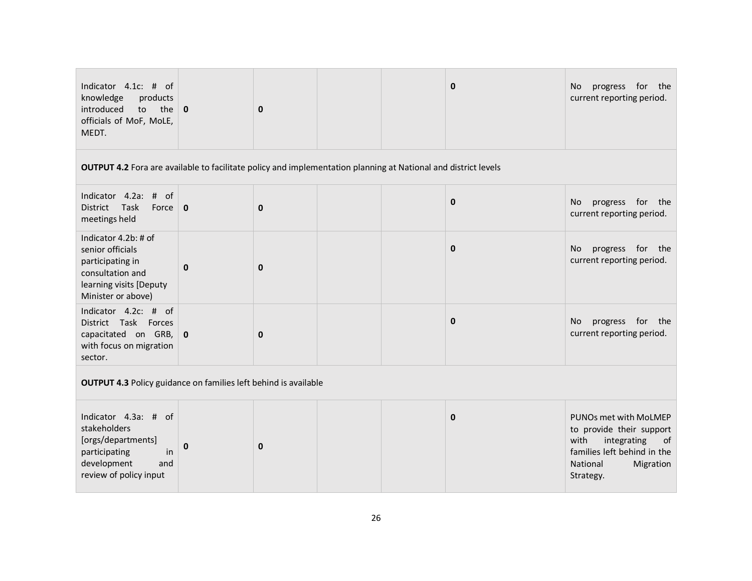| | | | | | | |
|---|---|---|---|---|---|---|
| Indicator 4.1c: # of knowledge products introduced to the officials of MoF, MoLE, MEDT. | **0** | **0** | | | **0** | No progress for the current reporting period. |
| **OUTPUT 4.2** Fora are available to facilitate policy and implementation planning at National and district levels | | | | | | |
| Indicator 4.2a: # of District Task Force meetings held | **0** | **0** | | | **0** | No progress for the current reporting period. |
| Indicator 4.2b: # of senior officials participating in consultation and learning visits [Deputy Minister or above) | **0** | **0** | | | **0** | No progress for the current reporting period. |
| Indicator 4.2c: # of District Task Forces capacitated on GRB, with focus on migration sector. | **0** | **0** | | | **0** | No progress for the current reporting period. |
| **OUTPUT 4.3** Policy guidance on families left behind is available | | | | | | |
| Indicator 4.3a: # of stakeholders [orgs/departments] participating in development and review of policy input | **0** | **0** | | | **0** | PUNOs met with MoLMEP to provide their support with integrating of families left behind in the National Migration Strategy. |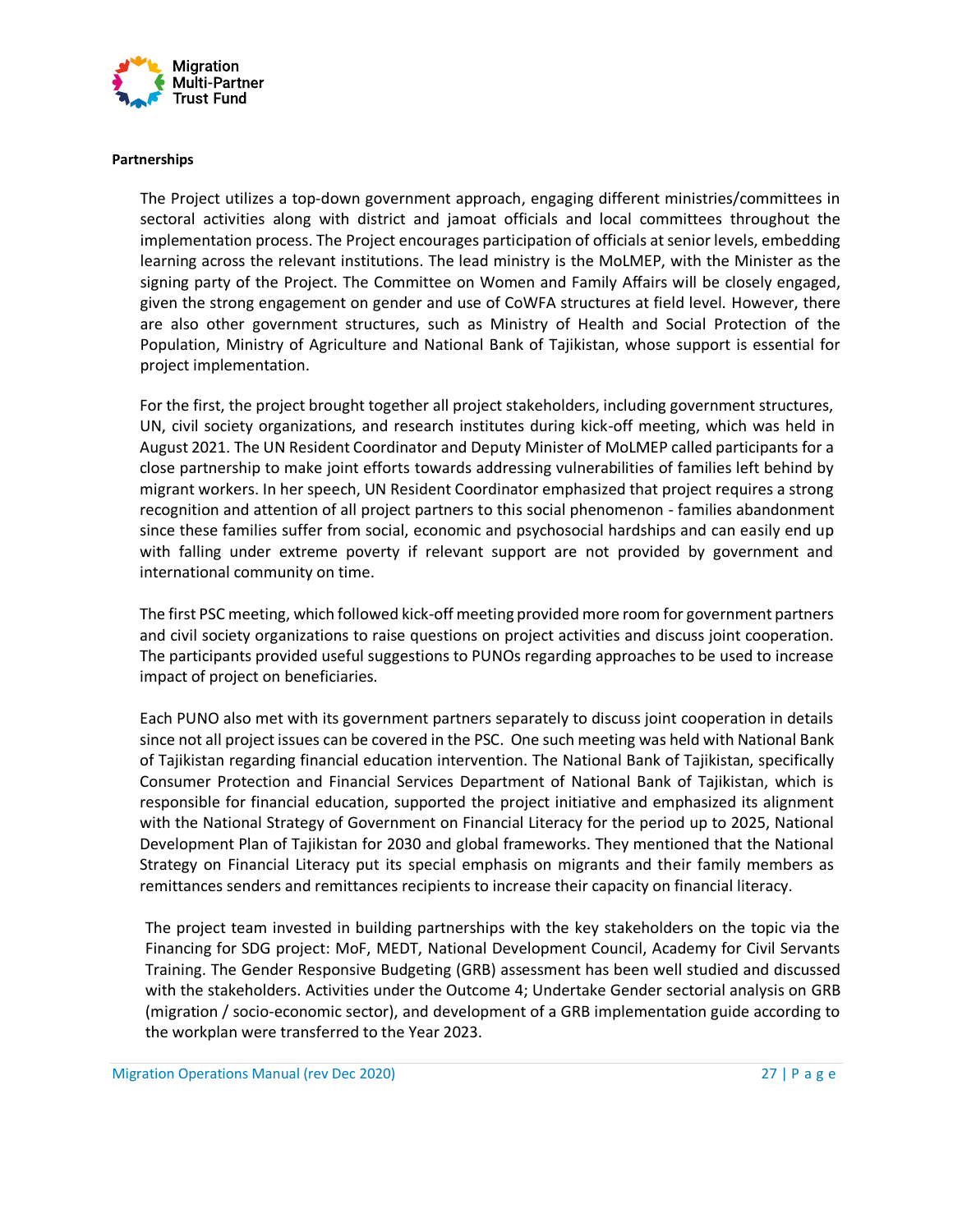**Partnerships**

The Project utilizes a top-down government approach, engaging different ministries/committees in sectoral activities along with district and jamoat officials and local committees throughout the implementation process. The Project encourages participation of officials at senior levels, embedding learning across the relevant institutions. The lead ministry is the MoLMEP, with the Minister as the signing party of the Project. The Committee on Women and Family Affairs will be closely engaged, given the strong engagement on gender and use of CoWFA structures at field level. However, there are also other government structures, such as Ministry of Health and Social Protection of the Population, Ministry of Agriculture and National Bank of Tajikistan, whose support is essential for project implementation.

For the first, the project brought together all project stakeholders, including government structures, UN, civil society organizations, and research institutes during kick-off meeting, which was held in August 2021. The UN Resident Coordinator and Deputy Minister of MoLMEP called participants for a close partnership to make joint efforts towards addressing vulnerabilities of families left behind by migrant workers. In her speech, UN Resident Coordinator emphasized that project requires a strong recognition and attention of all project partners to this social phenomenon - families abandonment since these families suffer from social, economic and psychosocial hardships and can easily end up with falling under extreme poverty if relevant support are not provided by government and international community on time.

The first PSC meeting, which followed kick-off meeting provided more room for government partners and civil society organizations to raise questions on project activities and discuss joint cooperation. The participants provided useful suggestions to PUNOs regarding approaches to be used to increase impact of project on beneficiaries.

Each PUNO also met with its government partners separately to discuss joint cooperation in details since not all project issues can be covered in the PSC. One such meeting was held with National Bank of Tajikistan regarding financial education intervention. The National Bank of Tajikistan, specifically Consumer Protection and Financial Services Department of National Bank of Tajikistan, which is responsible for financial education, supported the project initiative and emphasized its alignment with the National Strategy of Government on Financial Literacy for the period up to 2025, National Development Plan of Tajikistan for 2030 and global frameworks. They mentioned that the National Strategy on Financial Literacy put its special emphasis on migrants and their family members as remittances senders and remittances recipients to increase their capacity on financial literacy.

The project team invested in building partnerships with the key stakeholders on the topic via the Financing for SDG project: MoF, MEDT, National Development Council, Academy for Civil Servants Training. The Gender Responsive Budgeting (GRB) assessment has been well studied and discussed with the stakeholders. Activities under the Outcome 4; Undertake Gender sectorial analysis on GRB (migration / socio-economic sector), and development of a GRB implementation guide according to the workplan were transferred to the Year 2023.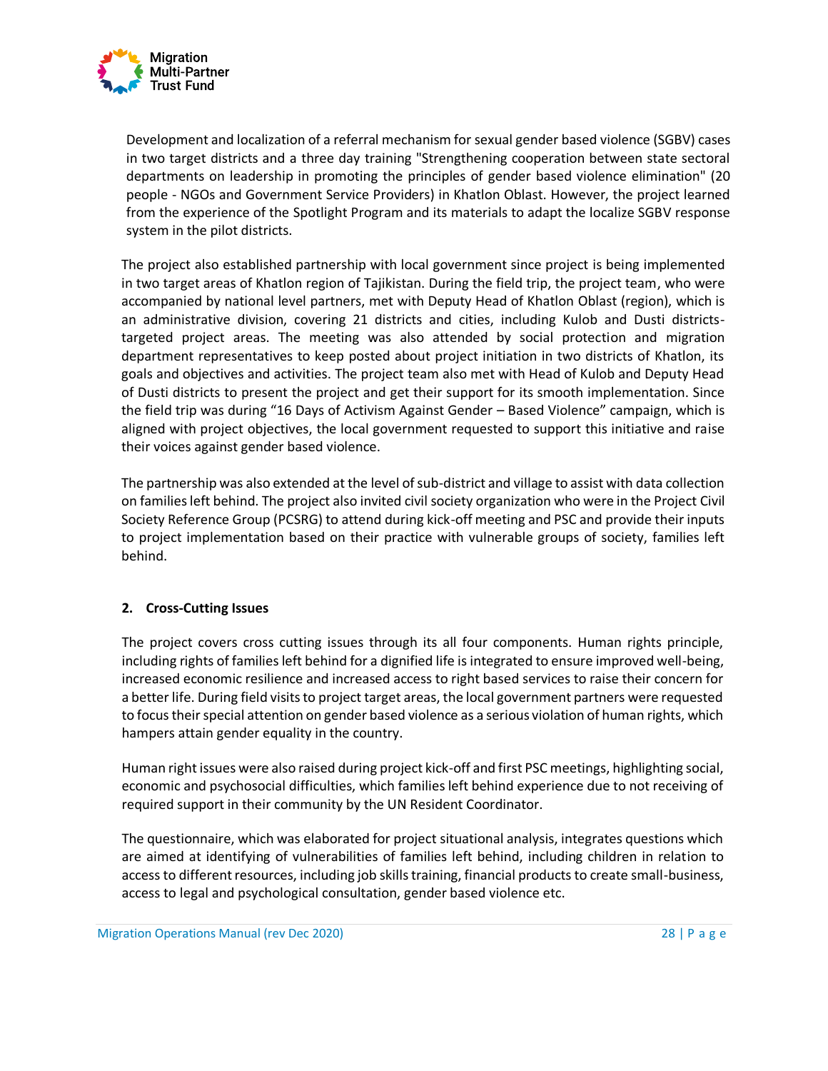Development and localization of a referral mechanism for sexual gender based violence (SGBV) cases in two target districts and a three day training "Strengthening cooperation between state sectoral departments on leadership in promoting the principles of gender based violence elimination" (20 people - NGOs and Government Service Providers) in Khatlon Oblast. However, the project learned from the experience of the Spotlight Program and its materials to adapt the localize SGBV response system in the pilot districts.

The project also established partnership with local government since project is being implemented in two target areas of Khatlon region of Tajikistan. During the field trip, the project team, who were accompanied by national level partners, met with Deputy Head of Khatlon Oblast (region), which is an administrative division, covering 21 districts and cities, including Kulob and Dusti districts-targeted project areas. The meeting was also attended by social protection and migration department representatives to keep posted about project initiation in two districts of Khatlon, its goals and objectives and activities. The project team also met with Head of Kulob and Deputy Head of Dusti districts to present the project and get their support for its smooth implementation. Since the field trip was during "16 Days of Activism Against Gender – Based Violence" campaign, which is aligned with project objectives, the local government requested to support this initiative and raise their voices against gender based violence.

The partnership was also extended at the level of sub-district and village to assist with data collection on families left behind. The project also invited civil society organization who were in the Project Civil Society Reference Group (PCSRG) to attend during kick-off meeting and PSC and provide their inputs to project implementation based on their practice with vulnerable groups of society, families left behind.

## 2. Cross-Cutting Issues

The project covers cross cutting issues through its all four components. Human rights principle, including rights of families left behind for a dignified life is integrated to ensure improved well-being, increased economic resilience and increased access to right based services to raise their concern for a better life. During field visits to project target areas, the local government partners were requested to focus their special attention on gender based violence as a serious violation of human rights, which hampers attain gender equality in the country.

Human right issues were also raised during project kick-off and first PSC meetings, highlighting social, economic and psychosocial difficulties, which families left behind experience due to not receiving of required support in their community by the UN Resident Coordinator.

The questionnaire, which was elaborated for project situational analysis, integrates questions which are aimed at identifying of vulnerabilities of families left behind, including children in relation to access to different resources, including job skills training, financial products to create small-business, access to legal and psychological consultation, gender based violence etc.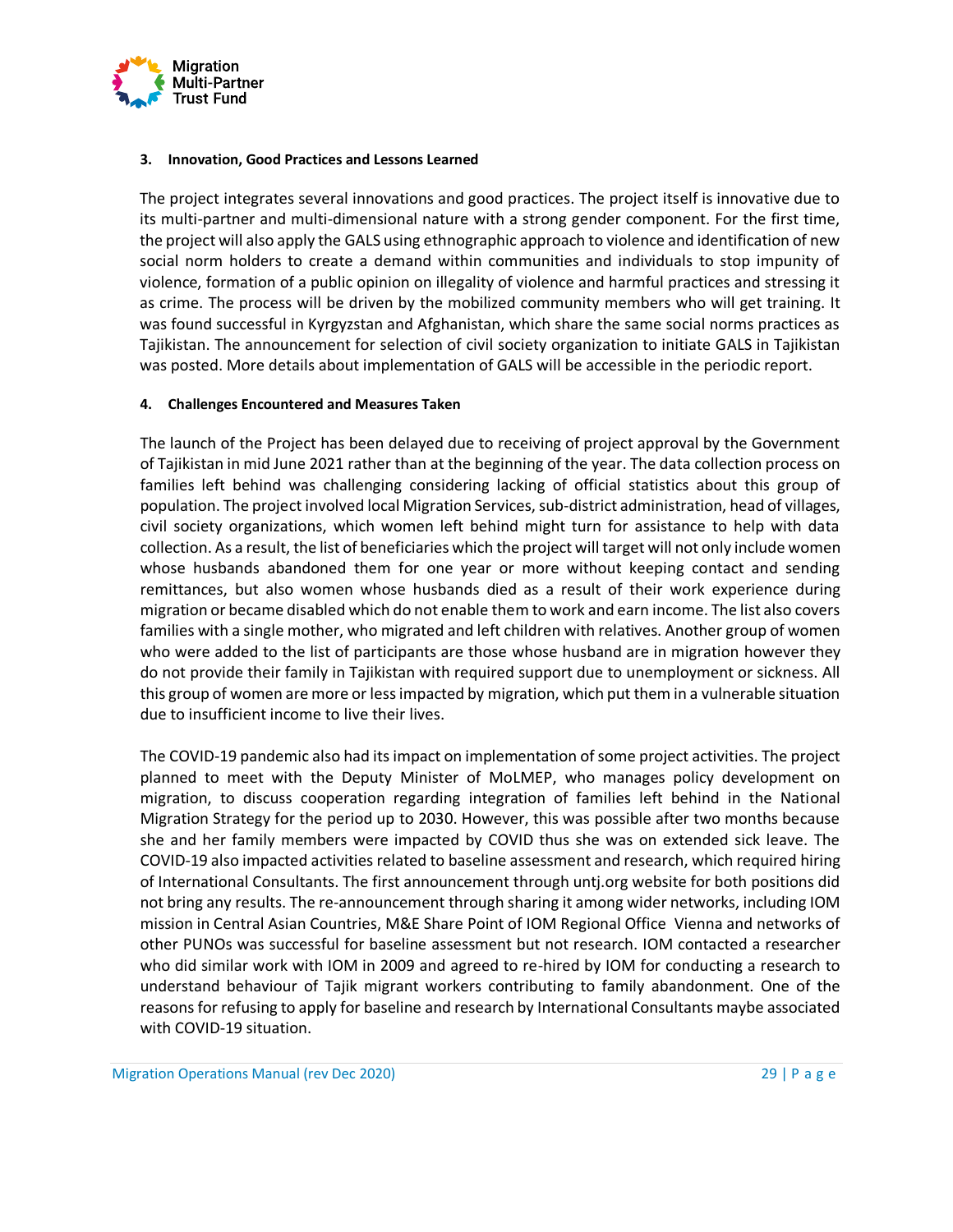#### 3. Innovation, Good Practices and Lessons Learned

The project integrates several innovations and good practices. The project itself is innovative due to its multi-partner and multi-dimensional nature with a strong gender component. For the first time, the project will also apply the GALS using ethnographic approach to violence and identification of new social norm holders to create a demand within communities and individuals to stop impunity of violence, formation of a public opinion on illegality of violence and harmful practices and stressing it as crime. The process will be driven by the mobilized community members who will get training. It was found successful in Kyrgyzstan and Afghanistan, which share the same social norms practices as Tajikistan. The announcement for selection of civil society organization to initiate GALS in Tajikistan was posted. More details about implementation of GALS will be accessible in the periodic report.

#### 4. Challenges Encountered and Measures Taken

The launch of the Project has been delayed due to receiving of project approval by the Government of Tajikistan in mid June 2021 rather than at the beginning of the year. The data collection process on families left behind was challenging considering lacking of official statistics about this group of population. The project involved local Migration Services, sub-district administration, head of villages, civil society organizations, which women left behind might turn for assistance to help with data collection. As a result, the list of beneficiaries which the project will target will not only include women whose husbands abandoned them for one year or more without keeping contact and sending remittances, but also women whose husbands died as a result of their work experience during migration or became disabled which do not enable them to work and earn income. The list also covers families with a single mother, who migrated and left children with relatives. Another group of women who were added to the list of participants are those whose husband are in migration however they do not provide their family in Tajikistan with required support due to unemployment or sickness. All this group of women are more or less impacted by migration, which put them in a vulnerable situation due to insufficient income to live their lives.

The COVID-19 pandemic also had its impact on implementation of some project activities. The project planned to meet with the Deputy Minister of MoLMEP, who manages policy development on migration, to discuss cooperation regarding integration of families left behind in the National Migration Strategy for the period up to 2030. However, this was possible after two months because she and her family members were impacted by COVID thus she was on extended sick leave. The COVID-19 also impacted activities related to baseline assessment and research, which required hiring of International Consultants. The first announcement through untj.org website for both positions did not bring any results. The re-announcement through sharing it among wider networks, including IOM mission in Central Asian Countries, M&E Share Point of IOM Regional Office Vienna and networks of other PUNOs was successful for baseline assessment but not research. IOM contacted a researcher who did similar work with IOM in 2009 and agreed to re-hired by IOM for conducting a research to understand behaviour of Tajik migrant workers contributing to family abandonment. One of the reasons for refusing to apply for baseline and research by International Consultants maybe associated with COVID-19 situation.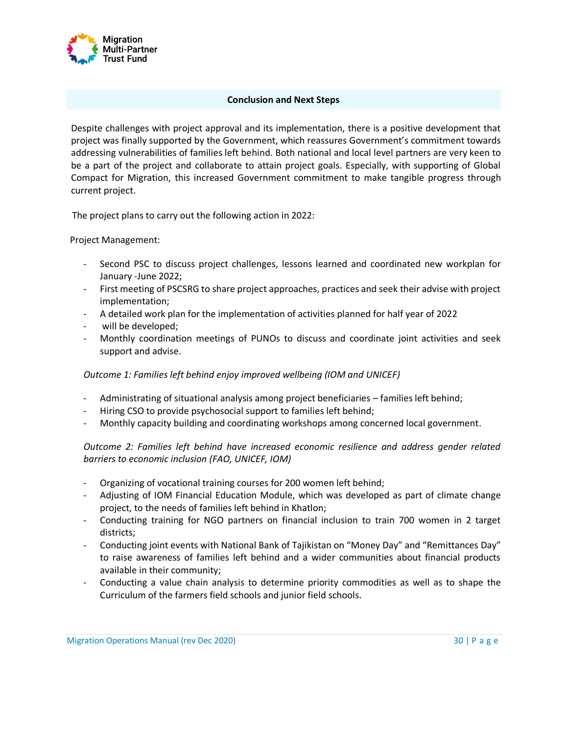## Conclusion and Next Steps

Despite challenges with project approval and its implementation, there is a positive development that project was finally supported by the Government, which reassures Government's commitment towards addressing vulnerabilities of families left behind. Both national and local level partners are very keen to be a part of the project and collaborate to attain project goals. Especially, with supporting of Global Compact for Migration, this increased Government commitment to make tangible progress through current project.

The project plans to carry out the following action in 2022:

Project Management:

- Second PSC to discuss project challenges, lessons learned and coordinated new workplan for January -June 2022;
- First meeting of PSCSRG to share project approaches, practices and seek their advise with project implementation;
- A detailed work plan for the implementation of activities planned for half year of 2022
- will be developed;
- Monthly coordination meetings of PUNOs to discuss and coordinate joint activities and seek support and advise.

*Outcome 1: Families left behind enjoy improved wellbeing (IOM and UNICEF)*

- Administrating of situational analysis among project beneficiaries – families left behind;
- Hiring CSO to provide psychosocial support to families left behind;
- Monthly capacity building and coordinating workshops among concerned local government.

*Outcome 2: Families left behind have increased economic resilience and address gender related barriers to economic inclusion (FAO, UNICEF, IOM)*

- Organizing of vocational training courses for 200 women left behind;
- Adjusting of IOM Financial Education Module, which was developed as part of climate change project, to the needs of families left behind in Khatlon;
- Conducting training for NGO partners on financial inclusion to train 700 women in 2 target districts;
- Conducting joint events with National Bank of Tajikistan on "Money Day" and "Remittances Day" to raise awareness of families left behind and a wider communities about financial products available in their community;
- Conducting a value chain analysis to determine priority commodities as well as to shape the Curriculum of the farmers field schools and junior field schools.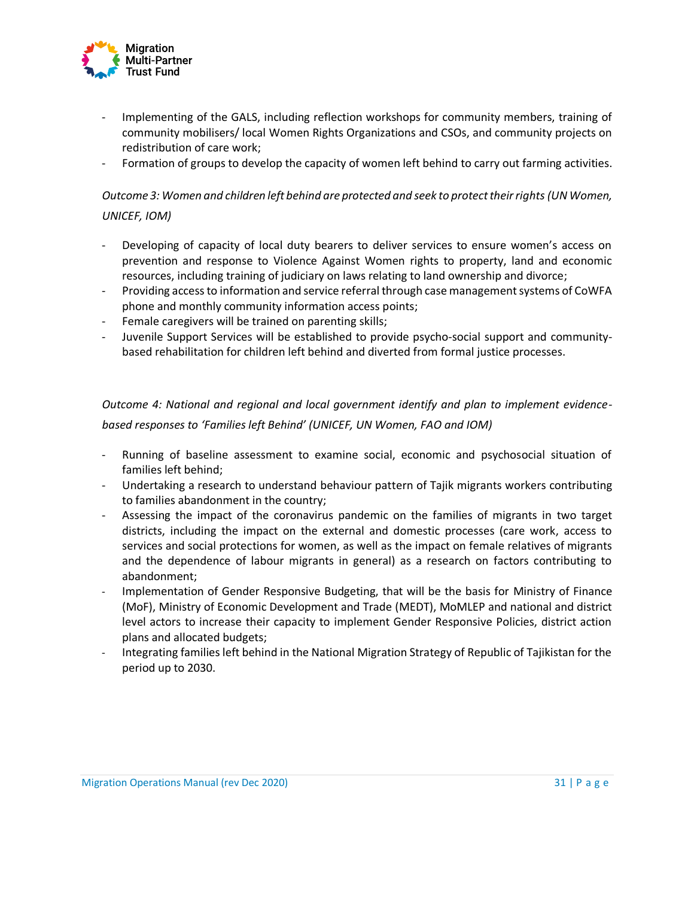- Implementing of the GALS, including reflection workshops for community members, training of community mobilisers/ local Women Rights Organizations and CSOs, and community projects on redistribution of care work;
- Formation of groups to develop the capacity of women left behind to carry out farming activities.

*Outcome 3: Women and children left behind are protected and seek to protect their rights (UN Women, UNICEF, IOM)*

- Developing of capacity of local duty bearers to deliver services to ensure women's access on prevention and response to Violence Against Women rights to property, land and economic resources, including training of judiciary on laws relating to land ownership and divorce;
- Providing access to information and service referral through case management systems of CoWFA phone and monthly community information access points;
- Female caregivers will be trained on parenting skills;
- Juvenile Support Services will be established to provide psycho-social support and community-based rehabilitation for children left behind and diverted from formal justice processes.

*Outcome 4: National and regional and local government identify and plan to implement evidence-based responses to 'Families left Behind' (UNICEF, UN Women, FAO and IOM)*

- Running of baseline assessment to examine social, economic and psychosocial situation of families left behind;
- Undertaking a research to understand behaviour pattern of Tajik migrants workers contributing to families abandonment in the country;
- Assessing the impact of the coronavirus pandemic on the families of migrants in two target districts, including the impact on the external and domestic processes (care work, access to services and social protections for women, as well as the impact on female relatives of migrants and the dependence of labour migrants in general) as a research on factors contributing to abandonment;
- Implementation of Gender Responsive Budgeting, that will be the basis for Ministry of Finance (MoF), Ministry of Economic Development and Trade (MEDT), MoMLEP and national and district level actors to increase their capacity to implement Gender Responsive Policies, district action plans and allocated budgets;
- Integrating families left behind in the National Migration Strategy of Republic of Tajikistan for the period up to 2030.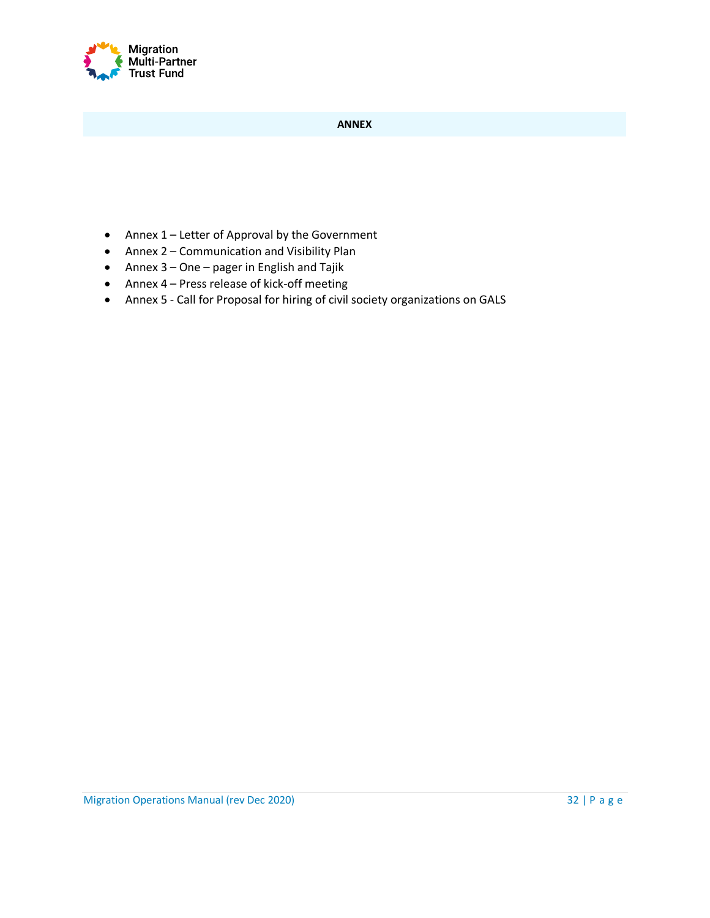## ANNEX

- Annex 1 – Letter of Approval by the Government
- Annex 2 – Communication and Visibility Plan
- Annex 3 – One – pager in English and Tajik
- Annex 4 – Press release of kick-off meeting
- Annex 5 - Call for Proposal for hiring of civil society organizations on GALS